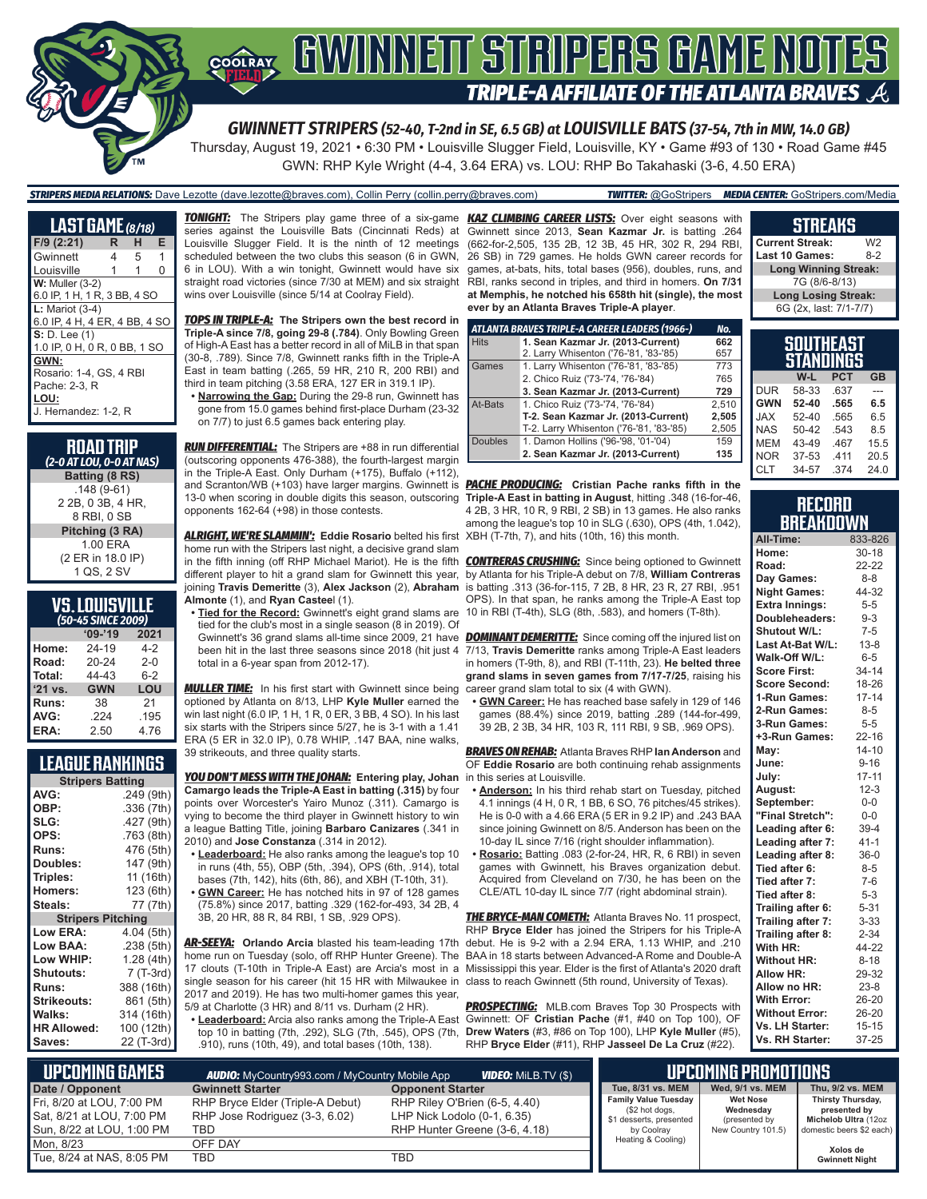# GWINNETT STRIPERS GAME NOTES

## TRIPLE-A AFFILIATE OF THE ATLANTA BRAVES

### GWINNETT STRIPERS (52-40, T-2nd in SE, 6.5 GB) at LOUISVILLE BATS (37-54, 7th in MW, 14.0 GB)

Thursday, August 19, 2021 • 6:30 PM • Louisville Slugger Field, Louisville, KY • Game #93 of 130 • Road Game #45

GWN: RHP Kyle Wright (4-4, 3.64 ERA) vs. LOU: RHP Bo Takahaski (3-6, 4.50 ERA)

**STRIPERS MEDIA RELATIONS:** Dave Lezotte (dave.lezotte@braves.com), Collin Perry (collin.perry@braves.com) **TWITTER:** @GoStripers **MEDIA CENTER:** GoStripers.com/Media

## LAST GAME (8/18)

| F/9 (2:21) | R | H | E |
|---|---|---|---|
| Gwinnett | 4 | 5 | 1 |
| Louisville | 1 | 1 | 0 |

**W:** Muller (3-2)
6.0 IP, 1 H, 1 R, 3 BB, 4 SO

**L:** Mariot (3-4)
6.0 IP, 4 H, 4 ER, 4 BB, 4 SO

**S:** D. Lee (1)
1.0 IP, 0 H, 0 R, 0 BB, 1 SO

**GWN:**
Rosario: 1-4, GS, 4 RBI
Pache: 2-3, R

**LOU:**
J. Hernandez: 1-2, R

## ROAD TRIP
*(2-0 AT LOU, 0-0 AT NAS)*

| Batting (8 RS) |
|---|
| .148 (9-61) |
| 2 2B, 0 3B, 4 HR, |
| 8 RBI, 0 SB |
| **Pitching (3 RA)** |
| 1.00 ERA |
| (2 ER in 18.0 IP) |
| 1 QS, 2 SV |

## VS. LOUISVILLE
*(50-45 SINCE 2009)*

| | '09-'19 | 2021 |
|---|---|---|
| Home: | 24-19 | 4-2 |
| Road: | 20-24 | 2-0 |
| Total: | 44-43 | 6-2 |
| '21 vs. | GWN | LOU |
| Runs: | 38 | 21 |
| AVG: | .224 | .195 |
| ERA: | 2.50 | 4.76 |

## LEAGUE RANKINGS

| Stripers Batting | |
|---|---|
| AVG: | .249 (9th) |
| OBP: | .336 (7th) |
| SLG: | .427 (9th) |
| OPS: | .763 (8th) |
| Runs: | 476 (5th) |
| Doubles: | 147 (9th) |
| Triples: | 11 (16th) |
| Homers: | 123 (6th) |
| Steals: | 77 (7th) |
| **Stripers Pitching** | |
| Low ERA: | 4.04 (5th) |
| Low BAA: | .238 (5th) |
| Low WHIP: | 1.28 (4th) |
| Shutouts: | 7 (T-3rd) |
| Runs: | 388 (16th) |
| Strikeouts: | 861 (5th) |
| Walks: | 314 (16th) |
| HR Allowed: | 100 (12th) |
| Saves: | 22 (T-3rd) |

**TONIGHT:** The Stripers play game three of a six-game series against the Louisville Bats (Cincinnati Reds) at Louisville Slugger Field. It is the ninth of 12 meetings scheduled between the two clubs this season (6 in GWN, 6 in LOU). With a win tonight, Gwinnett would have six straight road victories (since 7/30 at MEM) and six straight wins over Louisville (since 5/14 at Coolray Field).

**TOPS IN TRIPLE-A:** **The Stripers own the best record in Triple-A since 7/8, going 29-8 (.784)**. Only Bowling Green of High-A East has a better record in all of MiLB in that span (30-8, .789). Since 7/8, Gwinnett ranks fifth in the Triple-A East in team batting (.265, 59 HR, 210 R, 200 RBI) and third in team pitching (3.58 ERA, 127 ER in 319.1 IP).

- **Narrowing the Gap:** During the 29-8 run, Gwinnett has gone from 15.0 games behind first-place Durham (23-32 on 7/7) to just 6.5 games back entering play.

**RUN DIFFERENTIAL:** The Stripers are +88 in run differential (outscoring opponents 476-388), the fourth-largest margin in the Triple-A East. Only Durham (+175), Buffalo (+112), and Scranton/WB (+103) have larger margins. Gwinnett is 13-0 when scoring in double digits this season, outscoring opponents 162-64 (+98) in those contests.

**ALRIGHT, WE'RE SLAMMIN':** **Eddie Rosario** belted his first home run with the Stripers last night, a decisive grand slam in the fifth inning (off RHP Michael Mariot). He is the fifth different player to hit a grand slam for Gwinnett this year, joining **Travis Demeritte** (3), **Alex Jackson** (2), **Abraham Almonte** (1), and **Ryan Castee**l (1).

- **Tied for the Record:** Gwinnett's eight grand slams are tied for the club's most in a single season (8 in 2019). Of Gwinnett's 36 grand slams all-time since 2009, 21 have been hit in the last three seasons since 2018 (hit just 4 total in a 6-year span from 2012-17).

**MULLER TIME:** In his first start with Gwinnett since being optioned by Atlanta on 8/13, LHP **Kyle Muller** earned the win last night (6.0 IP, 1 H, 1 R, 0 ER, 3 BB, 4 SO). In his last six starts with the Stripers since 5/27, he is 3-1 with a 1.41 ERA (5 ER in 32.0 IP), 0.78 WHIP, .147 BAA, nine walks, 39 strikeouts, and three quality starts.

**YOU DON'T MESS WITH THE JOHAN:** **Entering play, Johan Camargo leads the Triple-A East in batting (.315)** by four points over Worcester's Yairo Munoz (.311). Camargo is vying to become the third player in Gwinnett history to win a league Batting Title, joining **Barbaro Canizares** (.341 in 2010) and **Jose Constanza** (.314 in 2012).

- **Leaderboard:** He also ranks among the league's top 10 in runs (4th, 55), OBP (5th, .394), OPS (6th, .914), total bases (7th, 142), hits (6th, 86), and XBH (T-10th, 31).
- **GWN Career:** He has notched hits in 97 of 128 games (75.8%) since 2017, batting .329 (162-for-493, 34 2B, 4 3B, 20 HR, 88 R, 84 RBI, 1 SB, .929 OPS).

**AR-SEEYA:** **Orlando Arcia** blasted his team-leading 17th home run on Tuesday (solo, off RHP Hunter Greene). The 17 clouts (T-10th in Triple-A East) are Arcia's most in a single season for his career (hit 15 HR with Milwaukee in 2017 and 2019). He has two multi-homer games this year, 5/9 at Charlotte (3 HR) and 8/11 vs. Durham (2 HR).

- **Leaderboard:** Arcia also ranks among the Triple-A East top 10 in batting (7th, .292), SLG (7th, .545), OPS (7th, .910), runs (10th, 49), and total bases (10th, 138).

**KAZ CLIMBING CAREER LISTS:** Over eight seasons with Gwinnett since 2013, **Sean Kazmar Jr.** is batting .264 (662-for-2,505, 135 2B, 12 3B, 45 HR, 302 R, 294 RBI, 26 SB) in 729 games. He holds GWN career records for games, at-bats, hits, total bases (956), doubles, runs, and RBI, ranks second in triples, and third in homers. **On 7/31 at Memphis, he notched his 658th hit (single), the most ever by an Atlanta Braves Triple-A player**.

| ATLANTA BRAVES TRIPLE-A CAREER LEADERS (1966-) | | No. |
|---|---|---|
| Hits | **1. Sean Kazmar Jr. (2013-Current)** | **662** |
| | 2. Larry Whisenton ('76-'81, '83-'85) | 657 |
| Games | 1. Larry Whisenton ('76-'81, '83-'85) | 773 |
| | 2. Chico Ruiz ('73-'74, '76-'84) | 765 |
| | **3. Sean Kazmar Jr. (2013-Current)** | **729** |
| At-Bats | 1. Chico Ruiz ('73-'74, '76-'84) | 2,510 |
| | **T-2. Sean Kazmar Jr. (2013-Current)** | **2,505** |
| | T-2. Larry Whisenton ('76-'81, '83-'85) | 2,505 |
| Doubles | 1. Damon Hollins ('96-'98, '01-'04) | 159 |
| | **2. Sean Kazmar Jr. (2013-Current)** | **135** |

**PACHE PRODUCING:** **Cristian Pache ranks fifth in the Triple-A East in batting in August**, hitting .348 (16-for-46, 4 2B, 3 HR, 10 R, 9 RBI, 2 SB) in 13 games. He also ranks among the league's top 10 in SLG (.630), OPS (4th, 1.042), XBH (T-7th, 7), and hits (10th, 16) this month.

**CONTRERAS CRUSHING:** Since being optioned to Gwinnett by Atlanta for his Triple-A debut on 7/8, **William Contreras** is batting .313 (36-for-115, 7 2B, 8 HR, 23 R, 27 RBI, .951 OPS). In that span, he ranks among the Triple-A East top 10 in RBI (T-4th), SLG (8th, .583), and homers (T-8th).

**DOMINANT DEMERITTE:** Since coming off the injured list on 7/13, **Travis Demeritte** ranks among Triple-A East leaders in homers (T-9th, 8), and RBI (T-11th, 23). **He belted three grand slams in seven games from 7/17-7/25**, raising his career grand slam total to six (4 with GWN).

- **GWN Career:** He has reached base safely in 129 of 146 games (88.4%) since 2019, batting .289 (144-for-499, 39 2B, 2 3B, 34 HR, 103 R, 111 RBI, 9 SB, .969 OPS).

**BRAVES ON REHAB:** Atlanta Braves RHP **Ian Anderson** and OF **Eddie Rosario** are both continuing rehab assignments in this series at Louisville.

- **Anderson:** In his third rehab start on Tuesday, pitched 4.1 innings (4 H, 0 R, 1 BB, 6 SO, 76 pitches/45 strikes). He is 0-0 with a 4.66 ERA (5 ER in 9.2 IP) and .243 BAA since joining Gwinnett on 8/5. Anderson has been on the 10-day IL since 7/16 (right shoulder inflammation).
- **Rosario:** Batting .083 (2-for-24, HR, R, 6 RBI) in seven games with Gwinnett, his Braves organization debut. Acquired from Cleveland on 7/30, he has been on the CLE/ATL 10-day IL since 7/7 (right abdominal strain).

**THE BRYCE-MAN COMETH:** Atlanta Braves No. 11 prospect, RHP **Bryce Elder** has joined the Stripers for his Triple-A debut. He is 9-2 with a 2.94 ERA, 1.13 WHIP, and .210 BAA in 18 starts between Advanced-A Rome and Double-A Mississippi this year. Elder is the first of Atlanta's 2020 draft class to reach Gwinnett (5th round, University of Texas).

**PROSPECTING:** MLB.com Braves Top 30 Prospects with Gwinnett: OF **Cristian Pache** (#1, #40 on Top 100), OF **Drew Waters** (#3, #86 on Top 100), LHP **Kyle Muller** (#5), RHP **Bryce Elder** (#11), RHP **Jasseel De La Cruz** (#22).

## STREAKS

| | |
|---|---|
| Current Streak: | W2 |
| Last 10 Games: | 8-2 |
| **Long Winning Streak:** | |
| 7G (8/6-8/13) | |
| **Long Losing Streak:** | |
| 6G (2x, last: 7/1-7/7) | |

## SOUTHEAST STANDINGS

| | W-L | PCT | GB |
|---|---|---|---|
| DUR | 58-33 | .637 | --- |
| **GWN** | **52-40** | **.565** | **6.5** |
| JAX | 52-40 | .565 | 6.5 |
| NAS | 50-42 | .543 | 8.5 |
| MEM | 43-49 | .467 | 15.5 |
| NOR | 37-53 | .411 | 20.5 |
| CLT | 34-57 | .374 | 24.0 |

## RECORD BREAKDOWN

| | |
|---|---|
| All-Time: | 833-826 |
| Home: | 30-18 |
| Road: | 22-22 |
| Day Games: | 8-8 |
| Night Games: | 44-32 |
| Extra Innings: | 5-5 |
| Doubleheaders: | 9-3 |
| Shutout W/L: | 7-5 |
| Last At-Bat W/L: | 13-8 |
| Walk-Off W/L: | 6-5 |
| Score First: | 34-14 |
| Score Second: | 18-26 |
| 1-Run Games: | 17-14 |
| 2-Run Games: | 8-5 |
| 3-Run Games: | 5-5 |
| +3-Run Games: | 22-16 |
| May: | 14-10 |
| June: | 9-16 |
| July: | 17-11 |
| August: | 12-3 |
| September: | 0-0 |
| "Final Stretch": | 0-0 |
| Leading after 6: | 39-4 |
| Leading after 7: | 41-1 |
| Leading after 8: | 36-0 |
| Tied after 6: | 8-5 |
| Tied after 7: | 7-6 |
| Tied after 8: | 5-3 |
| Trailing after 6: | 5-31 |
| Trailing after 7: | 3-33 |
| Trailing after 8: | 2-34 |
| With HR: | 44-22 |
| Without HR: | 8-18 |
| Allow HR: | 29-32 |
| Allow no HR: | 23-8 |
| With Error: | 26-20 |
| Without Error: | 26-20 |
| Vs. LH Starter: | 15-15 |
| Vs. RH Starter: | 37-25 |

## UPCOMING GAMES

**AUDIO:** MyCountry993.com / MyCountry Mobile App **VIDEO:** MiLB.TV ($)

| Date / Opponent | Gwinnett Starter | Opponent Starter |
|---|---|---|
| Fri, 8/20 at LOU, 7:00 PM | RHP Bryce Elder (Triple-A Debut) | RHP Riley O'Brien (6-5, 4.40) |
| Sat, 8/21 at LOU, 7:00 PM | RHP Jose Rodriguez (3-3, 6.02) | LHP Nick Lodolo (0-1, 6.35) |
| Sun, 8/22 at LOU, 1:00 PM | TBD | RHP Hunter Greene (3-6, 4.18) |
| Mon, 8/23 | OFF DAY | |
| Tue, 8/24 at NAS, 8:05 PM | TBD | TBD |

## UPCOMING PROMOTIONS

| Tue, 8/31 vs. MEM | Wed, 9/1 vs. MEM | Thu, 9/2 vs. MEM |
|---|---|---|
| **Family Value Tuesday** ($2 hot dogs, $1 desserts, presented by Coolray Heating & Cooling) | **Wet Nose Wednesday** (presented by New Country 101.5) | **Thirsty Thursday,** presented by **Michelob Ultra** (12oz domestic beers $2 each)<br><br>**Xolos de Gwinnett Night** |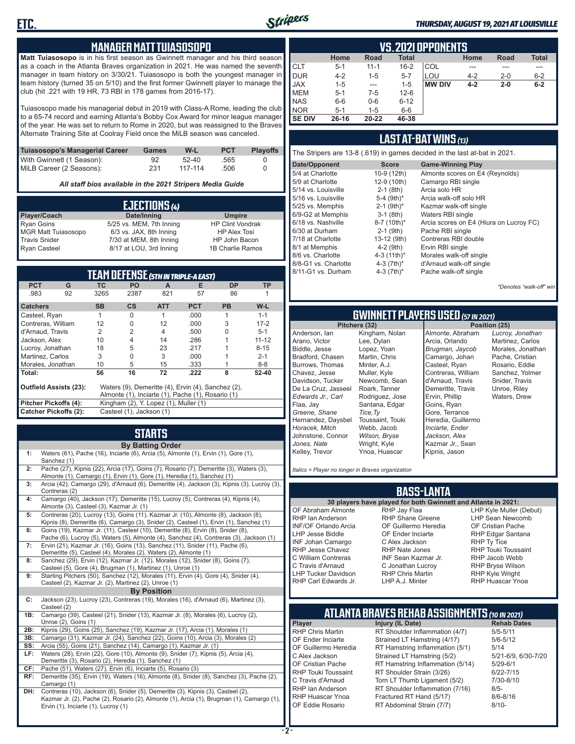## MANAGER MATT TUIASOSOPO

**Matt Tuiasosopo** is in his first season as Gwinnett manager and his third season as a coach in the Atlanta Braves organization in 2021. He was named the seventh manager in team history on 3/30/21. Tuiasosopo is both the youngest manager in team history (turned 35 on 5/10) and the first former Gwinnett player to manage the club (hit .221 with 19 HR, 73 RBI in 178 games from 2016-17).

Tuiasosopo made his managerial debut in 2019 with Class-A Rome, leading the club to a 65-74 record and earning Atlanta's Bobby Cox Award for minor league manager of the year. He was set to return to Rome in 2020, but was reassigned to the Braves Alternate Training Site at Coolray Field once the MiLB season was canceled.

| Tuiasosopo's Managerial Career | Games | W-L | PCT | Playoffs |
|---|---|---|---|---|
| With Gwinnett (1 Season): | 92 | 52-40 | .565 | 0 |
| MiLB Career (2 Seasons): | 231 | 117-114 | .506 | 0 |

*All staff bios available in the 2021 Stripers Media Guide*

## EJECTIONS (4)

| Player/Coach | Date/Inning | Umpire |
|---|---|---|
| Ryan Goins | 5/25 vs. MEM, 7th Inning | HP Clint Vondrak |
| MGR Matt Tuiasosopo | 6/3 vs. JAX, 8th Inning | HP Alex Tosi |
| Travis Snider | 7/30 at MEM, 8th Inning | HP John Bacon |
| Ryan Casteel | 8/17 at LOU, 3rd Inning | 1B Charlie Ramos |

## TEAM DEFENSE (5TH IN TRIPLE-A EAST)

| PCT | G | TC | PO | A | E | DP | TP |
|---|---|---|---|---|---|---|---|
| .983 | 92 | 3265 | 2387 | 821 | 57 | 86 | 1 |

| Catchers | SB | CS | ATT | PCT | PB | W-L |
|---|---|---|---|---|---|---|
| Casteel, Ryan | 1 | 0 | 1 | .000 | 1 | 1-1 |
| Contreras, William | 12 | 0 | 12 | .000 | 3 | 17-2 |
| d'Arnaud, Travis | 2 | 2 | 4 | .500 | 0 | 5-1 |
| Jackson, Alex | 10 | 4 | 14 | .286 | 1 | 11-12 |
| Lucroy, Jonathan | 18 | 5 | 23 | .217 | 1 | 8-15 |
| Martinez, Carlos | 3 | 0 | 3 | .000 | 1 | 2-1 |
| Morales, Jonathan | 10 | 5 | 15 | .333 | 1 | 8-8 |
| **Total:** | **56** | **16** | **72** | **.222** | **8** | **52-40** |

**Outfield Assists (23):** Waters (9), Demeritte (4), Ervin (4), Sanchez (2), Almonte (1), Inciarte (1), Pache (1), Rosario (1)
**Pitcher Pickoffs (4):** Kingham (2), Y. Lopez (1), Muller (1)
**Catcher Pickoffs (2):** Casteel (1), Jackson (1)

## STARTS

**By Batting Order**

| | |
|---|---|
| 1: | Waters (61), Pache (16), Inciarte (6), Arcia (5), Almonte (1), Ervin (1), Gore (1), Sanchez (1) |
| 2: | Pache (27), Kipnis (22), Arcia (17), Goins (7), Rosario (7), Demeritte (3), Waters (3), Almonte (1), Camargo (1), Ervin (1), Gore (1), Heredia (1), Sanchez (1) |
| 3: | Arcia (42), Camargo (29), d'Arnaud (6), Demeritte (4), Jackson (3), Kipnis (3), Lucroy (3), Contreras (2) |
| 4: | Camargo (40), Jackson (17), Demeritte (15), Lucroy (5), Contreras (4), Kipnis (4), Almonte (3), Casteel (3), Kazmar Jr. (1) |
| 5: | Contreras (20), Lucroy (13), Goins (11), Kazmar Jr. (10), Almonte (8), Jackson (8), Kipnis (8), Demeritte (6), Camargo (3), Snider (2), Casteel (1), Ervin (1), Sanchez (1) |
| 6: | Goins (19), Kazmar Jr. (11), Casteel (10), Demeritte (8), Ervin (8), Snider (8), Pache (6), Lucroy (5), Waters (5), Almonte (4), Sanchez (4), Contreras (3), Jackson (1) |
| 7: | Ervin (21), Kazmar Jr. (16), Goins (13), Sanchez (11), Snider (11), Pache (6), Demeritte (5), Casteel (4), Morales (2), Waters (2), Almonte (1) |
| 8: | Sanchez (29), Ervin (12), Kazmar Jr. (12), Morales (12), Snider (8), Goins (7), Casteel (5), Gore (1), Brugman (1), Martinez (1), Unroe (1) |
| 9: | Starting Pitchers (50), Sanchez (12), Morales (11), Ervin (4), Gore (4), Snider (4), Casteel (2), Kazmar Jr. (2), Martinez (2), Unroe (1) |

**By Position**

| | |
|---|---|
| C: | Jackson (23), Lucroy (23), Contreras (19), Morales (16), d'Arnaud (6), Martinez (3), Casteel (2) |
| 1B: | Camargo (39), Casteel (21), Snider (13), Kazmar Jr. (8), Morales (6), Lucroy (2), Unroe (2), Goins (1) |
| 2B: | Kipnis (29), Goins (25), Sanchez (19), Kazmar Jr. (17), Arcia (1), Morales (1) |
| 3B: | Camargo (31), Kazmar Jr. (24), Sanchez (22), Goins (10), Arcia (3), Morales (2) |
| SS: | Arcia (55), Goins (21), Sanchez (14), Camargo (1), Kazmar Jr. (1) |
| LF: | Waters (28), Ervin (22), Gore (10), Almonte (9), Snider (7), Kipnis (5), Arcia (4), Demeritte (3), Rosario (2), Heredia (1), Sanchez (1) |
| CF: | Pache (51), Waters (27), Ervin (6), Inciarte (5), Rosario (3) |
| RF: | Demeritte (35), Ervin (19), Waters (16), Almonte (8), Snider (8), Sanchez (3), Pache (2), Camargo (1) |
| DH: | Contreras (10), Jackson (6), Snider (5), Demeritte (3), Kipnis (3), Casteel (2), Kazmar Jr. (2), Pache (2), Rosario (2), Almonte (1), Arcia (1), Brugman (1), Camargo (1), Ervin (1), Inciarte (1), Lucroy (1) |

## VS. 2021 OPPONENTS

| | Home | Road | Total | | Home | Road | Total |
|---|---|---|---|---|---|---|---|
| CLT | 5-1 | 11-1 | 16-2 | COL | --- | --- | --- |
| DUR | 4-2 | 1-5 | 5-7 | LOU | 4-2 | 2-0 | 6-2 |
| JAX | 1-5 | --- | 1-5 | **MW DIV** | **4-2** | **2-0** | **6-2** |
| MEM | 5-1 | 7-5 | 12-6 | | | | |
| NAS | 6-6 | 0-6 | 6-12 | | | | |
| NOR | 5-1 | 1-5 | 6-6 | | | | |
| **SE DIV** | **26-16** | **20-22** | **46-38** | | | | |

## LAST AT-BAT WINS (13)

The Stripers are 13-8 (.619) in games decided in the last at-bat in 2021.

| Date/Opponent | Score | Game-Winning Play |
|---|---|---|
| 5/4 at Charlotte | 10-9 (12th) | Almonte scores on E4 (Reynolds) |
| 5/9 at Charlotte | 12-9 (10th) | Camargo RBI single |
| 5/14 vs. Louisville | 2-1 (8th) | Arcia solo HR |
| 5/16 vs. Louisville | 5-4 (9th)* | Arcia walk-off solo HR |
| 5/25 vs. Memphis | 2-1 (9th)* | Kazmar walk-off single |
| 6/9-G2 at Memphis | 3-1 (8th) | Waters RBI single |
| 6/18 vs. Nashville | 8-7 (10th)* | Arcia scores on E4 (Hiura on Lucroy FC) |
| 6/30 at Durham | 2-1 (9th) | Pache RBI single |
| 7/18 at Charlotte | 13-12 (9th) | Contreras RBI double |
| 8/1 at Memphis | 4-2 (9th) | Ervin RBI single |
| 8/6 vs. Charlotte | 4-3 (11th)* | Morales walk-off single |
| 8/8-G1 vs. Charlotte | 4-3 (7th)* | d'Arnaud walk-off single |
| 8/11-G1 vs. Durham | 4-3 (7th)* | Pache walk-off single |

*\*Denotes "walk-off" win*

## GWINNETT PLAYERS USED (57 IN 2021)

| Pitchers (32) | | Position (25) | |
|---|---|---|---|
| Anderson, Ian | Kingham, Nolan | Almonte, Abraham | *Lucroy, Jonathan* |
| Arano, Victor | Lee, Dylan | Arcia, Orlando | Martinez, Carlos |
| Biddle, Jesse | Lopez, Yoan | *Brugman, Jaycob* | Morales, Jonathan |
| Bradford, Chasen | Martin, Chris | Camargo, Johan | Pache, Cristian |
| Burrows, Thomas | Minter, A.J. | Casteel, Ryan | Rosario, Eddie |
| Chavez, Jesse | Muller, Kyle | Contreras, William | Sanchez, Yolmer |
| Davidson, Tucker | Newcomb, Sean | d'Arnaud, Travis | Snider, Travis |
| De La Cruz, Jasseel | Roark, Tanner | Demeritte, Travis | Unroe, Riley |
| *Edwards Jr., Carl* | Rodriguez, Jose | Ervin, Phillip | Waters, Drew |
| Flaa, Jay | Santana, Edgar | Goins, Ryan | |
| *Greene, Shane* | *Tice, Ty* | Gore, Terrance | |
| Hernandez, Daysbel | Toussaint, Touki | Heredia, Guillermo | |
| *Horacek, Mitch* | Webb, Jacob | *Inciarte, Ender* | |
| Johnstone, Connor | *Wilson, Bryse* | *Jackson, Alex* | |
| *Jones, Nate* | Wright, Kyle | Kazmar Jr., Sean | |
| Kelley, Trevor | Ynoa, Huascar | Kipnis, Jason | |

*Italics = Player no longer in Braves organization*

## BASS-LANTA

**30 players have played for both Gwinnett and Atlanta in 2021:**

| | | |
|---|---|---|
| OF Abraham Almonte | RHP Jay Flaa | LHP Kyle Muller (Debut) |
| RHP Ian Anderson | RHP Shane Greene | LHP Sean Newcomb |
| INF/OF Orlando Arcia | OF Guillermo Heredia | OF Cristian Pache |
| LHP Jesse Biddle | OF Ender Inciarte | RHP Edgar Santana |
| INF Johan Camargo | C Alex Jackson | RHP Ty Tice |
| RHP Jesse Chavez | RHP Nate Jones | RHP Touki Toussaint |
| C William Contreras | INF Sean Kazmar Jr. | RHP Jacob Webb |
| C Travis d'Arnaud | C Jonathan Lucroy | RHP Bryse Wilson |
| LHP Tucker Davidson | RHP Chris Martin | RHP Kyle Wright |
| RHP Carl Edwards Jr. | LHP A.J. Minter | RHP Huascar Ynoa |

## ATLANTA BRAVES REHAB ASSIGNMENTS (10 IN 2021)

| Player | Injury (IL Date) | Rehab Dates |
|---|---|---|
| RHP Chris Martin | RT Shoulder Inflammation (4/7) | 5/5-5/11 |
| OF Ender Inciarte | Strained LT Hamstring (4/17) | 5/6-5/12 |
| OF Guillermo Heredia | RT Hamstring Inflammation (5/1) | 5/14 |
| C Alex Jackson | Strained LT Hamstring (5/2) | 5/21-6/9, 6/30-7/20 |
| OF Cristian Pache | RT Hamstring Inflammation (5/14) | 5/29-6/1 |
| RHP Touki Toussaint | RT Shoulder Strain (3/26) | 6/22-7/15 |
| C Travis d'Arnaud | Torn LT Thumb Ligament (5/2) | 7/30-8/10 |
| RHP Ian Anderson | RT Shoulder Inflammation (7/16) | 8/5- |
| RHP Huascar Ynoa | Fractured RT Hand (5/17) | 8/6-8/16 |
| OF Eddie Rosario | RT Abdominal Strain (7/7) | 8/10- |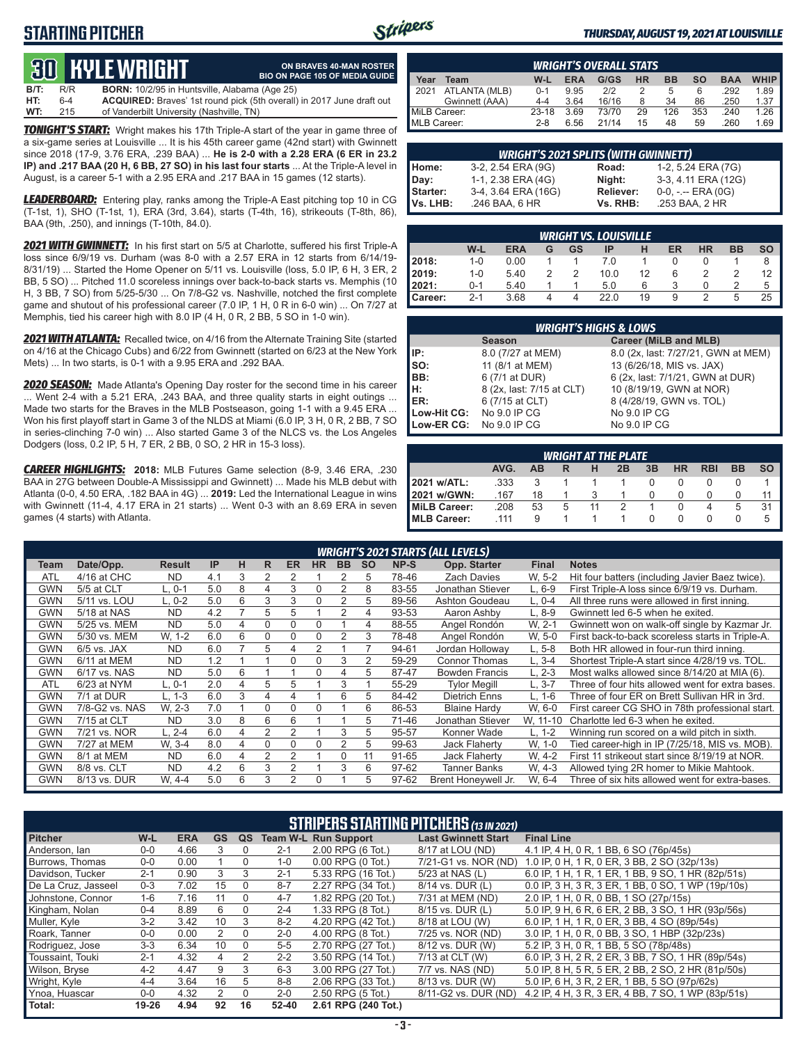# STARTING PITCHER

*THURSDAY, AUGUST 19, 2021 AT LOUISVILLE*

## 30 KYLE WRIGHT

**ON BRAVES 40-MAN ROSTER**
**BIO ON PAGE 105 OF MEDIA GUIDE**

| | | |
|---|---|---|
| B/T: | R/R | **BORN:** 10/2/95 in Huntsville, Alabama (Age 25) |
| HT: | 6-4 | **ACQUIRED:** Braves' 1st round pick (5th overall) in 2017 June draft out |
| WT: | 215 | of Vanderbilt University (Nashville, TN) |

***TONIGHT'S START:*** Wright makes his 17th Triple-A start of the year in game three of a six-game series at Louisville ... It is his 45th career game (42nd start) with Gwinnett since 2018 (17-9, 3.76 ERA, .239 BAA) ... **He is 2-0 with a 2.28 ERA (6 ER in 23.2 IP) and .217 BAA (20 H, 6 BB, 27 SO) in his last four starts** ... At the Triple-A level in August, is a career 5-1 with a 2.95 ERA and .217 BAA in 15 games (12 starts).

***LEADERBOARD:*** Entering play, ranks among the Triple-A East pitching top 10 in CG (T-1st, 1), SHO (T-1st, 1), ERA (3rd, 3.64), starts (T-4th, 16), strikeouts (T-8th, 86), BAA (9th, .250), and innings (T-10th, 84.0).

***2021 WITH GWINNETT:*** In his first start on 5/5 at Charlotte, suffered his first Triple-A loss since 6/9/19 vs. Durham (was 8-0 with a 2.57 ERA in 12 starts from 6/14/19-8/31/19) ... Started the Home Opener on 5/11 vs. Louisville (loss, 5.0 IP, 6 H, 3 ER, 2 BB, 5 SO) ... Pitched 11.0 scoreless innings over back-to-back starts vs. Memphis (10 H, 3 BB, 7 SO) from 5/25-5/30 ... On 7/8-G2 vs. Nashville, notched the first complete game and shutout of his professional career (7.0 IP, 1 H, 0 R in 6-0 win) ... On 7/27 at Memphis, tied his career high with 8.0 IP (4 H, 0 R, 2 BB, 5 SO in 1-0 win).

***2021 WITH ATLANTA:*** Recalled twice, on 4/16 from the Alternate Training Site (started on 4/16 at the Chicago Cubs) and 6/22 from Gwinnett (started on 6/23 at the New York Mets) ... In two starts, is 0-1 with a 9.95 ERA and .292 BAA.

***2020 SEASON:*** Made Atlanta's Opening Day roster for the second time in his career ... Went 2-4 with a 5.21 ERA, .243 BAA, and three quality starts in eight outings ... Made two starts for the Braves in the MLB Postseason, going 1-1 with a 9.45 ERA ... Won his first playoff start in Game 3 of the NLDS at Miami (6.0 IP, 3 H, 0 R, 2 BB, 7 SO in series-clinching 7-0 win) ... Also started Game 3 of the NLCS vs. the Los Angeles Dodgers (loss, 0.2 IP, 5 H, 7 ER, 2 BB, 0 SO, 2 HR in 15-3 loss).

***CAREER HIGHLIGHTS:*** **2018:** MLB Futures Game selection (8-9, 3.46 ERA, .230 BAA in 27G between Double-A Mississippi and Gwinnett) ... Made his MLB debut with Atlanta (0-0, 4.50 ERA, .182 BAA in 4G) ... **2019:** Led the International League in wins with Gwinnett (11-4, 4.17 ERA in 21 starts) ... Went 0-3 with an 8.69 ERA in seven games (4 starts) with Atlanta.

### WRIGHT'S OVERALL STATS

| Year | Team | W-L | ERA | G/GS | HR | BB | SO | BAA | WHIP |
|---|---|---|---|---|---|---|---|---|---|
| 2021 | ATLANTA (MLB) | 0-1 | 9.95 | 2/2 | 2 | 5 | 6 | .292 | 1.89 |
| | Gwinnett (AAA) | 4-4 | 3.64 | 16/16 | 8 | 34 | 86 | .250 | 1.37 |
| MiLB Career: | | 23-18 | 3.69 | 73/70 | 29 | 126 | 353 | .240 | 1.26 |
| MLB Career: | | 2-8 | 6.56 | 21/14 | 15 | 48 | 59 | .260 | 1.69 |

### WRIGHT'S 2021 SPLITS (WITH GWINNETT)

| | | | |
|---|---|---|---|
| Home: | 3-2, 2.54 ERA (9G) | Road: | 1-2, 5.24 ERA (7G) |
| Day: | 1-1, 2.38 ERA (4G) | Night: | 3-3, 4.11 ERA (12G) |
| Starter: | 3-4, 3.64 ERA (16G) | Reliever: | 0-0, -.-- ERA (0G) |
| Vs. LHB: | .246 BAA, 6 HR | Vs. RHB: | .253 BAA, 2 HR |

### WRIGHT VS. LOUISVILLE

| | W-L | ERA | G | GS | IP | H | ER | HR | BB | SO |
|---|---|---|---|---|---|---|---|---|---|---|
| 2018: | 1-0 | 0.00 | 1 | 1 | 7.0 | 1 | 0 | 0 | 1 | 8 |
| 2019: | 1-0 | 5.40 | 2 | 2 | 10.0 | 12 | 6 | 2 | 2 | 12 |
| 2021: | 0-1 | 5.40 | 1 | 1 | 5.0 | 6 | 3 | 0 | 2 | 5 |
| Career: | 2-1 | 3.68 | 4 | 4 | 22.0 | 19 | 9 | 2 | 5 | 25 |

### WRIGHT'S HIGHS & LOWS

| | Season | Career (MiLB and MLB) |
|---|---|---|
| IP: | 8.0 (7/27 at MEM) | 8.0 (2x, last: 7/27/21, GWN at MEM) |
| SO: | 11 (8/1 at MEM) | 13 (6/26/18, MIS vs. JAX) |
| BB: | 6 (7/1 at DUR) | 6 (2x, last: 7/1/21, GWN at DUR) |
| H: | 8 (2x, last: 7/15 at CLT) | 10 (8/19/19, GWN at NOR) |
| ER: | 6 (7/15 at CLT) | 8 (4/28/19, GWN vs. TOL) |
| Low-Hit CG: | No 9.0 IP CG | No 9.0 IP CG |
| Low-ER CG: | No 9.0 IP CG | No 9.0 IP CG |

### WRIGHT AT THE PLATE

| | AVG. | AB | R | H | 2B | 3B | HR | RBI | BB | SO |
|---|---|---|---|---|---|---|---|---|---|---|
| 2021 w/ATL: | .333 | 3 | 1 | 1 | 1 | 0 | 0 | 0 | 0 | 1 |
| 2021 w/GWN: | .167 | 18 | 1 | 3 | 1 | 0 | 0 | 0 | 0 | 11 |
| MiLB Career: | .208 | 53 | 5 | 11 | 2 | 1 | 0 | 4 | 5 | 31 |
| MLB Career: | .111 | 9 | 1 | 1 | 1 | 0 | 0 | 0 | 0 | 5 |

### WRIGHT'S 2021 STARTS (ALL LEVELS)

| Team | Date/Opp. | Result | IP | H | R | ER | HR | BB | SO | NP-S | Opp. Starter | Final | Notes |
|---|---|---|---|---|---|---|---|---|---|---|---|---|---|
| ATL | 4/16 at CHC | ND | 4.1 | 3 | 2 | 2 | 1 | 2 | 5 | 78-46 | Zach Davies | W, 5-2 | Hit four batters (including Javier Baez twice). |
| GWN | 5/5 at CLT | L, 0-1 | 5.0 | 8 | 4 | 3 | 0 | 2 | 8 | 83-55 | Jonathan Stiever | L, 6-9 | First Triple-A loss since 6/9/19 vs. Durham. |
| GWN | 5/11 vs. LOU | L, 0-2 | 5.0 | 6 | 3 | 3 | 0 | 2 | 5 | 89-56 | Ashton Goudeau | L, 0-4 | All three runs were allowed in first inning. |
| GWN | 5/18 at NAS | ND | 4.2 | 7 | 5 | 5 | 1 | 2 | 4 | 93-53 | Aaron Ashby | L, 8-9 | Gwinnett led 6-5 when he exited. |
| GWN | 5/25 vs. MEM | ND | 5.0 | 4 | 0 | 0 | 0 | 1 | 4 | 88-55 | Angel Rondón | W, 2-1 | Gwinnett won on walk-off single by Kazmar Jr. |
| GWN | 5/30 vs. MEM | W, 1-2 | 6.0 | 6 | 0 | 0 | 0 | 2 | 3 | 78-48 | Angel Rondón | W, 5-0 | First back-to-back scoreless starts in Triple-A. |
| GWN | 6/5 vs. JAX | ND | 6.0 | 7 | 5 | 4 | 2 | 1 | 7 | 94-61 | Jordan Holloway | L, 5-8 | Both HR allowed in four-run third inning. |
| GWN | 6/11 at MEM | ND | 1.2 | 1 | 1 | 0 | 0 | 3 | 2 | 59-29 | Connor Thomas | L, 3-4 | Shortest Triple-A start since 4/28/19 vs. TOL. |
| GWN | 6/17 vs. NAS | ND | 5.0 | 6 | 1 | 1 | 0 | 4 | 5 | 87-47 | Bowden Francis | L, 2-3 | Most walks allowed since 8/14/20 at MIA (6). |
| ATL | 6/23 at NYM | L, 0-1 | 2.0 | 4 | 5 | 5 | 1 | 3 | 1 | 55-29 | Tylor Megill | L, 3-7 | Three of four hits allowed went for extra bases. |
| GWN | 7/1 at DUR | L, 1-3 | 6.0 | 3 | 4 | 4 | 1 | 6 | 5 | 84-42 | Dietrich Enns | L, 1-6 | Three of four ER on Brett Sullivan HR in 3rd. |
| GWN | 7/8-G2 vs. NAS | W, 2-3 | 7.0 | 1 | 0 | 0 | 0 | 0 | 6 | 86-53 | Blaine Hardy | W, 6-0 | First career CG SHO in 78th professional start. |
| GWN | 7/15 at CLT | ND | 3.0 | 8 | 6 | 6 | 1 | 1 | 5 | 71-46 | Jonathan Stiever | W, 11-10 | Charlotte led 6-3 when he exited. |
| GWN | 7/21 vs. NOR | L, 2-4 | 6.0 | 4 | 2 | 2 | 1 | 3 | 5 | 95-57 | Konner Wade | L, 1-2 | Winning run scored on a wild pitch in sixth. |
| GWN | 7/27 at MEM | W, 3-4 | 8.0 | 4 | 0 | 0 | 0 | 2 | 5 | 99-63 | Jack Flaherty | W, 1-0 | Tied career-high in IP (7/25/18, MIS vs. MOB). |
| GWN | 8/1 at MEM | ND | 6.0 | 4 | 2 | 2 | 1 | 0 | 11 | 91-65 | Jack Flaherty | W, 4-2 | First 11 strikeout start since 8/19/19 at NOR. |
| GWN | 8/8 vs. CLT | ND | 4.2 | 6 | 3 | 2 | 1 | 3 | 6 | 97-62 | Tanner Banks | W, 4-3 | Allowed tying 2R homer to Mikie Mahtook. |
| GWN | 8/13 vs. DUR | W, 4-4 | 5.0 | 6 | 3 | 2 | 0 | 1 | 5 | 97-62 | Brent Honeywell Jr. | W, 6-4 | Three of six hits allowed went for extra-bases. |

### STRIPERS STARTING PITCHERS *(13 IN 2021)*

| Pitcher | W-L | ERA | GS | QS | Team W-L | Run Support | Last Gwinnett Start | Final Line |
|---|---|---|---|---|---|---|---|---|
| Anderson, Ian | 0-0 | 4.66 | 3 | 0 | 2-1 | 2.00 RPG (6 Tot.) | 8/17 at LOU (ND) | 4.1 IP, 4 H, 0 R, 1 BB, 6 SO (76p/45s) |
| Burrows, Thomas | 0-0 | 0.00 | 1 | 0 | 1-0 | 0.00 RPG (0 Tot.) | 7/21-G1 vs. NOR (ND) | 1.0 IP, 0 H, 1 R, 0 ER, 3 BB, 2 SO (32p/13s) |
| Davidson, Tucker | 2-1 | 0.90 | 3 | 3 | 2-1 | 5.33 RPG (16 Tot.) | 5/23 at NAS (L) | 6.0 IP, 1 H, 1 R, 1 ER, 1 BB, 9 SO, 1 HR (82p/51s) |
| De La Cruz, Jasseel | 0-3 | 7.02 | 15 | 0 | 8-7 | 2.27 RPG (34 Tot.) | 8/14 vs. DUR (L) | 0.0 IP, 3 H, 3 R, 3 ER, 1 BB, 0 SO, 1 WP (19p/10s) |
| Johnstone, Connor | 1-6 | 7.16 | 11 | 0 | 4-7 | 1.82 RPG (20 Tot.) | 7/31 at MEM (ND) | 2.0 IP, 1 H, 0 R, 0 BB, 1 SO (27p/15s) |
| Kingham, Nolan | 0-4 | 8.89 | 6 | 0 | 2-4 | 1.33 RPG (8 Tot.) | 8/15 vs. DUR (L) | 5.0 IP, 9 H, 6 R, 6 ER, 2 BB, 3 SO, 1 HR (93p/56s) |
| Muller, Kyle | 3-2 | 3.42 | 10 | 3 | 8-2 | 4.20 RPG (42 Tot.) | 8/18 at LOU (W) | 6.0 IP, 1 H, 1 R, 0 ER, 3 BB, 4 SO (89p/54s) |
| Roark, Tanner | 0-0 | 0.00 | 2 | 0 | 2-0 | 4.00 RPG (8 Tot.) | 7/25 vs. NOR (ND) | 3.0 IP, 1 H, 0 R, 0 BB, 3 SO, 1 HBP (32p/23s) |
| Rodriguez, Jose | 3-3 | 6.34 | 10 | 0 | 5-5 | 2.70 RPG (27 Tot.) | 8/12 vs. DUR (W) | 5.2 IP, 3 H, 0 R, 1 BB, 5 SO (78p/48s) |
| Toussaint, Touki | 2-1 | 4.32 | 4 | 2 | 2-2 | 3.50 RPG (14 Tot.) | 7/13 at CLT (W) | 6.0 IP, 3 H, 2 R, 2 ER, 3 BB, 7 SO, 1 HR (89p/54s) |
| Wilson, Bryse | 4-2 | 4.47 | 9 | 3 | 6-3 | 3.00 RPG (27 Tot.) | 7/7 vs. NAS (ND) | 5.0 IP, 8 H, 5 R, 5 ER, 2 BB, 2 SO, 2 HR (81p/50s) |
| Wright, Kyle | 4-4 | 3.64 | 16 | 5 | 8-8 | 2.06 RPG (33 Tot.) | 8/13 vs. DUR (W) | 5.0 IP, 6 H, 3 R, 2 ER, 1 BB, 5 SO (97p/62s) |
| Ynoa, Huascar | 0-0 | 4.32 | 2 | 0 | 2-0 | 2.50 RPG (5 Tot.) | 8/11-G2 vs. DUR (ND) | 4.2 IP, 4 H, 3 R, 3 ER, 4 BB, 7 SO, 1 WP (83p/51s) |
| Total: | 19-26 | 4.94 | 92 | 16 | 52-40 | 2.61 RPG (240 Tot.) | | |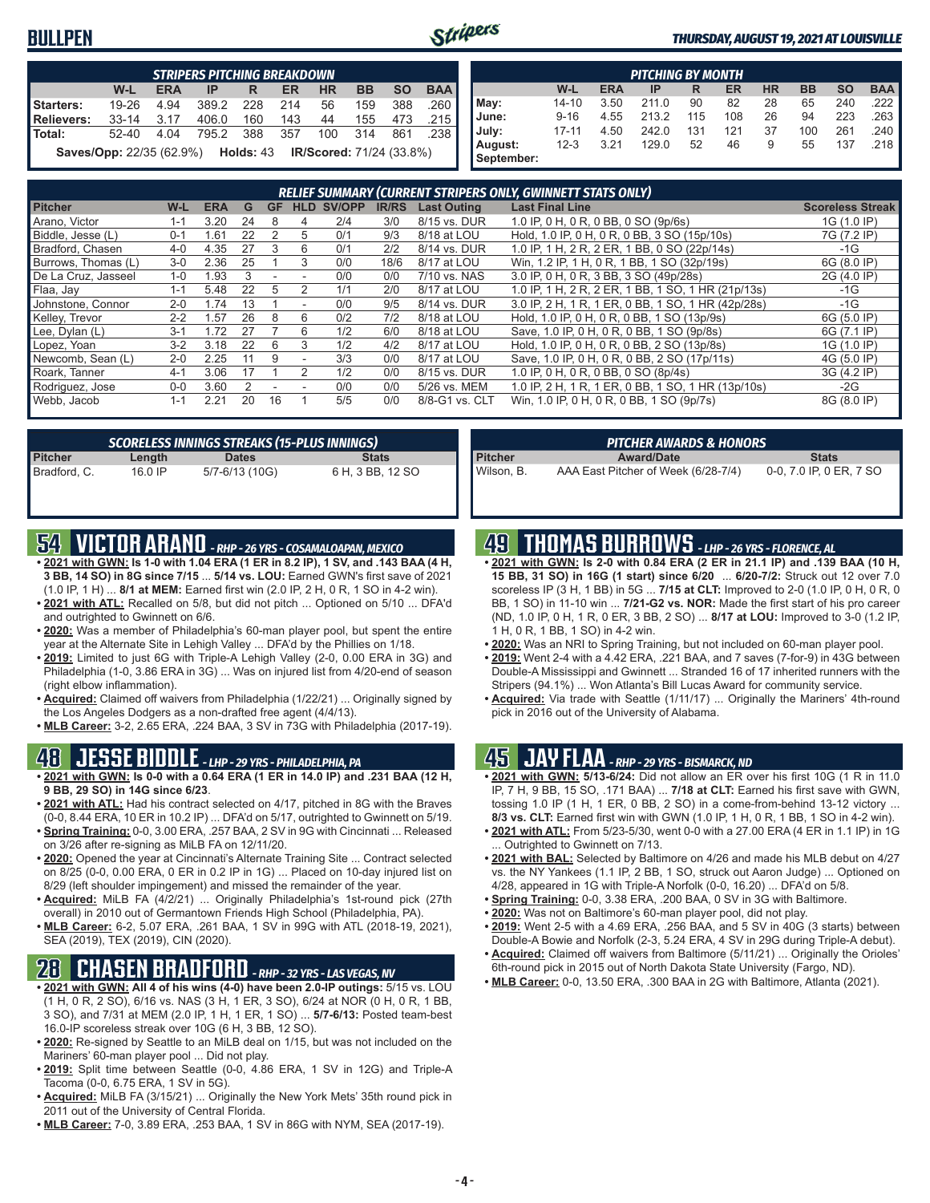# BULLPEN

*THURSDAY, AUGUST 19, 2021 AT LOUISVILLE*

| STRIPERS PITCHING BREAKDOWN | | | | | | | | | |
|---|---|---|---|---|---|---|---|---|---|
| | W-L | ERA | IP | R | ER | HR | BB | SO | BAA |
| Starters: | 19-26 | 4.94 | 389.2 | 228 | 214 | 56 | 159 | 388 | .260 |
| Relievers: | 33-14 | 3.17 | 406.0 | 160 | 143 | 44 | 155 | 473 | .215 |
| Total: | 52-40 | 4.04 | 795.2 | 388 | 357 | 100 | 314 | 861 | .238 |

**Saves/Opp:** 22/35 (62.9%) **Holds:** 43 **IR/Scored:** 71/24 (33.8%)

| PITCHING BY MONTH | | | | | | | | | |
|---|---|---|---|---|---|---|---|---|---|
| | W-L | ERA | IP | R | ER | HR | BB | SO | BAA |
| May: | 14-10 | 3.50 | 211.0 | 90 | 82 | 28 | 65 | 240 | .222 |
| June: | 9-16 | 4.55 | 213.2 | 115 | 108 | 26 | 94 | 223 | .263 |
| July: | 17-11 | 4.50 | 242.0 | 131 | 121 | 37 | 100 | 261 | .240 |
| August: | 12-3 | 3.21 | 129.0 | 52 | 46 | 9 | 55 | 137 | .218 |
| September: | | | | | | | | | |

**RELIEF SUMMARY (CURRENT STRIPERS ONLY, GWINNETT STATS ONLY)**

| Pitcher | W-L | ERA | G | GF | HLD | SV/OPP | IR/RS | Last Outing | Last Final Line | Scoreless Streak |
|---|---|---|---|---|---|---|---|---|---|---|
| Arano, Victor | 1-1 | 3.20 | 24 | 8 | 4 | 2/4 | 3/0 | 8/15 vs. DUR | 1.0 IP, 0 H, 0 R, 0 BB, 0 SO (9p/6s) | 1G (1.0 IP) |
| Biddle, Jesse (L) | 0-1 | 1.61 | 22 | 2 | 5 | 0/1 | 9/3 | 8/18 at LOU | Hold, 1.0 IP, 0 H, 0 R, 0 BB, 3 SO (15p/10s) | 7G (7.2 IP) |
| Bradford, Chasen | 4-0 | 4.35 | 27 | 3 | 6 | 0/1 | 2/2 | 8/14 vs. DUR | 1.0 IP, 1 H, 2 R, 2 ER, 1 BB, 0 SO (22p/14s) | -1G |
| Burrows, Thomas (L) | 3-0 | 2.36 | 25 | 1 | 3 | 0/0 | 18/6 | 8/17 at LOU | Win, 1.2 IP, 1 H, 0 R, 1 BB, 1 SO (32p/19s) | 6G (8.0 IP) |
| De La Cruz, Jasseel | 1-0 | 1.93 | 3 | - | - | 0/0 | 0/0 | 7/10 vs. NAS | 3.0 IP, 0 H, 0 R, 3 BB, 3 SO (49p/28s) | 2G (4.0 IP) |
| Flaa, Jay | 1-1 | 5.48 | 22 | 5 | 2 | 1/1 | 2/0 | 8/17 at LOU | 1.0 IP, 1 H, 2 R, 2 ER, 1 BB, 1 SO, 1 HR (21p/13s) | -1G |
| Johnstone, Connor | 2-0 | 1.74 | 13 | 1 | - | 0/0 | 9/5 | 8/14 vs. DUR | 3.0 IP, 2 H, 1 R, 1 ER, 0 BB, 1 SO, 1 HR (42p/28s) | -1G |
| Kelley, Trevor | 2-2 | 1.57 | 26 | 8 | 6 | 0/2 | 7/2 | 8/18 at LOU | Hold, 1.0 IP, 0 H, 0 R, 0 BB, 1 SO (13p/9s) | 6G (5.0 IP) |
| Lee, Dylan (L) | 3-1 | 1.72 | 27 | 7 | 6 | 1/2 | 6/0 | 8/18 at LOU | Save, 1.0 IP, 0 H, 0 R, 0 BB, 1 SO (9p/8s) | 6G (7.1 IP) |
| Lopez, Yoan | 3-2 | 3.18 | 22 | 6 | 3 | 1/2 | 4/2 | 8/17 at LOU | Hold, 1.0 IP, 0 H, 0 R, 0 BB, 2 SO (13p/8s) | 1G (1.0 IP) |
| Newcomb, Sean (L) | 2-0 | 2.25 | 11 | 9 | - | 3/3 | 0/0 | 8/17 at LOU | Save, 1.0 IP, 0 H, 0 R, 0 BB, 2 SO (17p/11s) | 4G (5.0 IP) |
| Roark, Tanner | 4-1 | 3.06 | 17 | 1 | 2 | 1/2 | 0/0 | 8/15 vs. DUR | 1.0 IP, 0 H, 0 R, 0 BB, 0 SO (8p/4s) | 3G (4.2 IP) |
| Rodriguez, Jose | 0-0 | 3.60 | 2 | - | - | 0/0 | 0/0 | 5/26 vs. MEM | 1.0 IP, 2 H, 1 R, 1 ER, 0 BB, 1 SO, 1 HR (13p/10s) | -2G |
| Webb, Jacob | 1-1 | 2.21 | 20 | 16 | 1 | 5/5 | 0/0 | 8/8-G1 vs. CLT | Win, 1.0 IP, 0 H, 0 R, 0 BB, 1 SO (9p/7s) | 8G (8.0 IP) |

**SCORELESS INNINGS STREAKS (15-PLUS INNINGS)**

| Pitcher | Length | Dates | Stats |
|---|---|---|---|
| Bradford, C. | 16.0 IP | 5/7-6/13 (10G) | 6 H, 3 BB, 12 SO |

**PITCHER AWARDS & HONORS**

| Pitcher | Award/Date | Stats |
|---|---|---|
| Wilson, B. | AAA East Pitcher of Week (6/28-7/4) | 0-0, 7.0 IP, 0 ER, 7 SO |

## 54 VICTOR ARANO - *RHP - 26 YRS - COSAMALOAPAN, MEXICO*

- **2021 with GWN: Is 1-0 with 1.04 ERA (1 ER in 8.2 IP), 1 SV, and .143 BAA (4 H, 3 BB, 14 SO) in 8G since 7/15** ... **5/14 vs. LOU:** Earned GWN's first save of 2021 (1.0 IP, 1 H) ... **8/1 at MEM:** Earned first win (2.0 IP, 2 H, 0 R, 1 SO in 4-2 win).
- **2021 with ATL:** Recalled on 5/8, but did not pitch ... Optioned on 5/10 ... DFA'd and outrighted to Gwinnett on 6/6.
- **2020:** Was a member of Philadelphia's 60-man player pool, but spent the entire year at the Alternate Site in Lehigh Valley ... DFA'd by the Phillies on 1/18.
- **2019:** Limited to just 6G with Triple-A Lehigh Valley (2-0, 0.00 ERA in 3G) and Philadelphia (1-0, 3.86 ERA in 3G) ... Was on injured list from 4/20-end of season (right elbow inflammation).
- **Acquired:** Claimed off waivers from Philadelphia (1/22/21) ... Originally signed by the Los Angeles Dodgers as a non-drafted free agent (4/4/13).
- **MLB Career:** 3-2, 2.65 ERA, .224 BAA, 3 SV in 73G with Philadelphia (2017-19).

## 48 JESSE BIDDLE - *LHP - 29 YRS - PHILADELPHIA, PA*

- **2021 with GWN: Is 0-0 with a 0.64 ERA (1 ER in 14.0 IP) and .231 BAA (12 H, 9 BB, 29 SO) in 14G since 6/23**.
- **2021 with ATL:** Had his contract selected on 4/17, pitched in 8G with the Braves (0-0, 8.44 ERA, 10 ER in 10.2 IP) ... DFA'd on 5/17, outrighted to Gwinnett on 5/19.
- **Spring Training:** 0-0, 3.00 ERA, .257 BAA, 2 SV in 9G with Cincinnati ... Released on 3/26 after re-signing as MiLB FA on 12/11/20.
- **2020:** Opened the year at Cincinnati's Alternate Training Site ... Contract selected on 8/25 (0-0, 0.00 ERA, 0 ER in 0.2 IP in 1G) ... Placed on 10-day injured list on 8/29 (left shoulder impingement) and missed the remainder of the year.
- **Acquired:** MiLB FA (4/2/21) ... Originally Philadelphia's 1st-round pick (27th overall) in 2010 out of Germantown Friends High School (Philadelphia, PA).
- **MLB Career:** 6-2, 5.07 ERA, .261 BAA, 1 SV in 99G with ATL (2018-19, 2021), SEA (2019), TEX (2019), CIN (2020).

## 28 CHASEN BRADFORD - *RHP - 32 YRS - LAS VEGAS, NV*

- **2021 with GWN: All 4 of his wins (4-0) have been 2.0-IP outings:** 5/15 vs. LOU (1 H, 0 R, 2 SO), 6/16 vs. NAS (3 H, 1 ER, 3 SO), 6/24 at NOR (0 H, 0 R, 1 BB, 3 SO), and 7/31 at MEM (2.0 IP, 1 H, 1 ER, 1 SO) ... **5/7-6/13:** Posted team-best 16.0-IP scoreless streak over 10G (6 H, 3 BB, 12 SO).
- **2020:** Re-signed by Seattle to an MiLB deal on 1/15, but was not included on the Mariners' 60-man player pool ... Did not play.
- **2019:** Split time between Seattle (0-0, 4.86 ERA, 1 SV in 12G) and Triple-A Tacoma (0-0, 6.75 ERA, 1 SV in 5G).
- **Acquired:** MiLB FA (3/15/21) ... Originally the New York Mets' 35th round pick in 2011 out of the University of Central Florida.
- **MLB Career:** 7-0, 3.89 ERA, .253 BAA, 1 SV in 86G with NYM, SEA (2017-19).

## 49 THOMAS BURROWS - *LHP - 26 YRS - FLORENCE, AL*

- **2021 with GWN: Is 2-0 with 0.84 ERA (2 ER in 21.1 IP) and .139 BAA (10 H, 15 BB, 31 SO) in 16G (1 start) since 6/20** ... **6/20-7/2:** Struck out 12 over 7.0 scoreless IP (3 H, 1 BB) in 5G ... **7/15 at CLT:** Improved to 2-0 (1.0 IP, 0 H, 0 R, 0 BB, 1 SO) in 11-10 win ... **7/21-G2 vs. NOR:** Made the first start of his pro career (ND, 1.0 IP, 0 H, 1 R, 0 ER, 3 BB, 2 SO) ... **8/17 at LOU:** Improved to 3-0 (1.2 IP, 1 H, 0 R, 1 BB, 1 SO) in 4-2 win.
- **2020:** Was an NRI to Spring Training, but not included on 60-man player pool.
- **2019:** Went 2-4 with a 4.42 ERA, .221 BAA, and 7 saves (7-for-9) in 43G between Double-A Mississippi and Gwinnett ... Stranded 16 of 17 inherited runners with the Stripers (94.1%) ... Won Atlanta's Bill Lucas Award for community service.
- **Acquired:** Via trade with Seattle (1/11/17) ... Originally the Mariners' 4th-round pick in 2016 out of the University of Alabama.

## 45 JAY FLAA - *RHP - 29 YRS - BISMARCK, ND*

- **2021 with GWN: 5/13-6/24:** Did not allow an ER over his first 10G (1 R in 11.0 IP, 7 H, 9 BB, 15 SO, .171 BAA) ... **7/18 at CLT:** Earned his first save with GWN, tossing 1.0 IP (1 H, 1 ER, 0 BB, 2 SO) in a come-from-behind 13-12 victory ... **8/3 vs. CLT:** Earned first win with GWN (1.0 IP, 1 H, 0 R, 1 BB, 1 SO in 4-2 win).
- **2021 with ATL:** From 5/23-5/30, went 0-0 with a 27.00 ERA (4 ER in 1.1 IP) in 1G ... Outrighted to Gwinnett on 7/13.
- **2021 with BAL:** Selected by Baltimore on 4/26 and made his MLB debut on 4/27 vs. the NY Yankees (1.1 IP, 2 BB, 1 SO, struck out Aaron Judge) ... Optioned on 4/28, appeared in 1G with Triple-A Norfolk (0-0, 16.20) ... DFA'd on 5/8.
- **Spring Training:** 0-0, 3.38 ERA, .200 BAA, 0 SV in 3G with Baltimore.
- **2020:** Was not on Baltimore's 60-man player pool, did not play.
- **2019:** Went 2-5 with a 4.69 ERA, .256 BAA, and 5 SV in 40G (3 starts) between Double-A Bowie and Norfolk (2-3, 5.24 ERA, 4 SV in 29G during Triple-A debut).
- **Acquired:** Claimed off waivers from Baltimore (5/11/21) ... Originally the Orioles' 6th-round pick in 2015 out of North Dakota State University (Fargo, ND).
- **MLB Career:** 0-0, 13.50 ERA, .300 BAA in 2G with Baltimore, Atlanta (2021).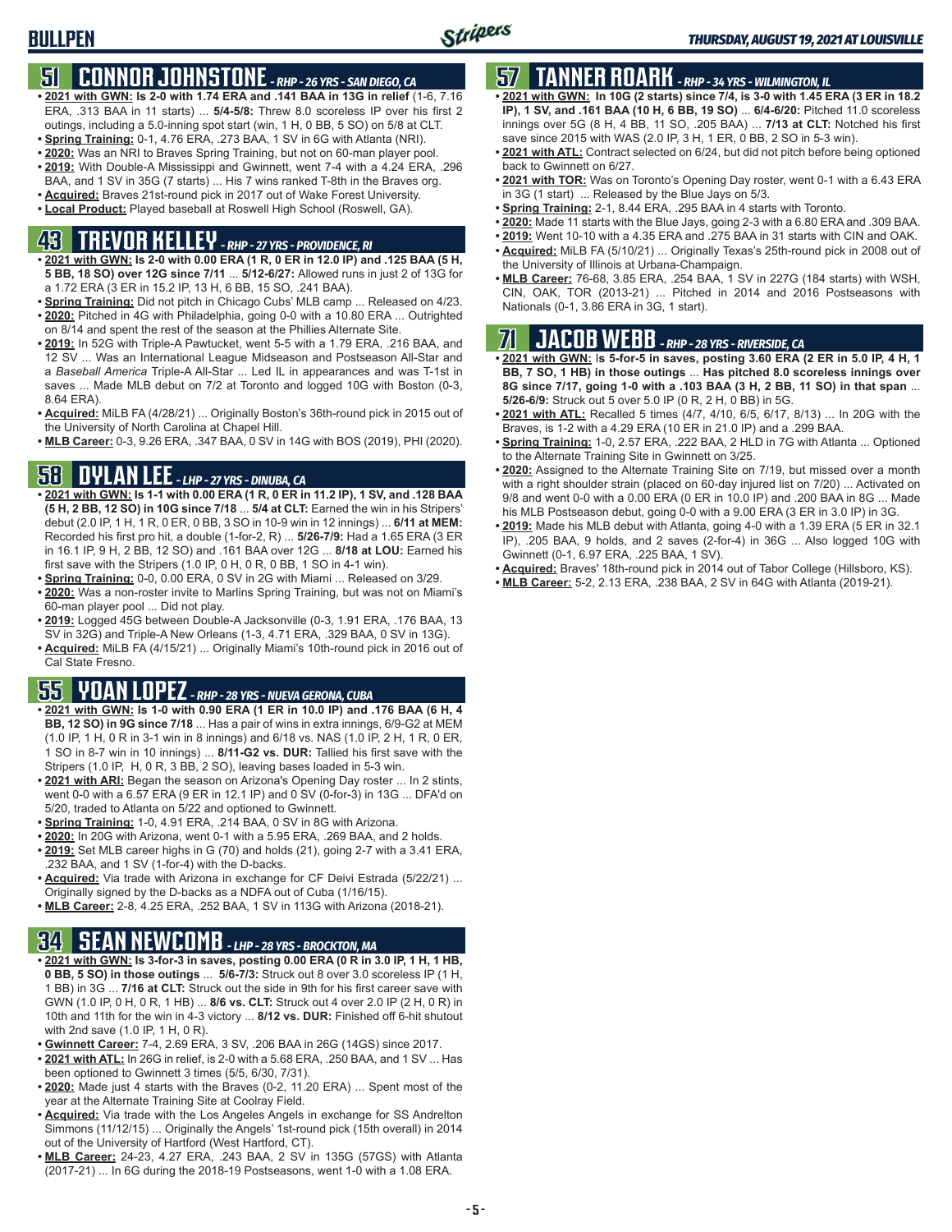# BULLPEN

*THURSDAY, AUGUST 19, 2021 AT LOUISVILLE*

## 51 CONNOR JOHNSTONE - *RHP - 26 YRS - SAN DIEGO, CA*

- **2021 with GWN: Is 2-0 with 1.74 ERA and .141 BAA in 13G in relief** (1-6, 7.16 ERA, .313 BAA in 11 starts) ... **5/4-5/8:** Threw 8.0 scoreless IP over his first 2 outings, including a 5.0-inning spot start (win, 1 H, 0 BB, 5 SO) on 5/8 at CLT.
- **Spring Training:** 0-1, 4.76 ERA, .273 BAA, 1 SV in 6G with Atlanta (NRI).
- **2020:** Was an NRI to Braves Spring Training, but not on 60-man player pool.
- **2019:** With Double-A Mississippi and Gwinnett, went 7-4 with a 4.24 ERA, .296 BAA, and 1 SV in 35G (7 starts) ... His 7 wins ranked T-8th in the Braves org.
- **Acquired:** Braves 21st-round pick in 2017 out of Wake Forest University.
- **Local Product:** Played baseball at Roswell High School (Roswell, GA).

## 43 TREVOR KELLEY - *RHP - 27 YRS - PROVIDENCE, RI*

- **2021 with GWN: Is 2-0 with 0.00 ERA (1 R, 0 ER in 12.0 IP) and .125 BAA (5 H, 5 BB, 18 SO) over 12G since 7/11** ... **5/12-6/27:** Allowed runs in just 2 of 13G for a 1.72 ERA (3 ER in 15.2 IP, 13 H, 6 BB, 15 SO, .241 BAA).
- **Spring Training:** Did not pitch in Chicago Cubs' MLB camp ... Released on 4/23.
- **2020:** Pitched in 4G with Philadelphia, going 0-0 with a 10.80 ERA ... Outrighted on 8/14 and spent the rest of the season at the Phillies Alternate Site.
- **2019:** In 52G with Triple-A Pawtucket, went 5-5 with a 1.79 ERA, .216 BAA, and 12 SV ... Was an International League Midseason and Postseason All-Star and a *Baseball America* Triple-A All-Star ... Led IL in appearances and was T-1st in saves ... Made MLB debut on 7/2 at Toronto and logged 10G with Boston (0-3, 8.64 ERA).
- **Acquired:** MiLB FA (4/28/21) ... Originally Boston's 36th-round pick in 2015 out of the University of North Carolina at Chapel Hill.
- **MLB Career:** 0-3, 9.26 ERA, .347 BAA, 0 SV in 14G with BOS (2019), PHI (2020).

## 58 DYLAN LEE - *LHP - 27 YRS - DINUBA, CA*

- **2021 with GWN: Is 1-1 with 0.00 ERA (1 R, 0 ER in 11.2 IP), 1 SV, and .128 BAA (5 H, 2 BB, 12 SO) in 10G since 7/18** ... **5/4 at CLT:** Earned the win in his Stripers' debut (2.0 IP, 1 H, 1 R, 0 ER, 0 BB, 3 SO in 10-9 win in 12 innings) ... **6/11 at MEM:** Recorded his first pro hit, a double (1-for-2, R) ... **5/26-7/9:** Had a 1.65 ERA (3 ER in 16.1 IP, 9 H, 2 BB, 12 SO) and .161 BAA over 12G ... **8/18 at LOU:** Earned his first save with the Stripers (1.0 IP, 0 H, 0 R, 0 BB, 1 SO in 4-1 win).
- **Spring Training:** 0-0, 0.00 ERA, 0 SV in 2G with Miami ... Released on 3/29.
- **2020:** Was a non-roster invite to Marlins Spring Training, but was not on Miami's 60-man player pool ... Did not play.
- **2019:** Logged 45G between Double-A Jacksonville (0-3, 1.91 ERA, .176 BAA, 13 SV in 32G) and Triple-A New Orleans (1-3, 4.71 ERA, .329 BAA, 0 SV in 13G).
- **Acquired:** MiLB FA (4/15/21) ... Originally Miami's 10th-round pick in 2016 out of Cal State Fresno.

## 55 YOAN LOPEZ - *RHP - 28 YRS - NUEVA GERONA, CUBA*

- **2021 with GWN: Is 1-0 with 0.90 ERA (1 ER in 10.0 IP) and .176 BAA (6 H, 4 BB, 12 SO) in 9G since 7/18** ... Has a pair of wins in extra innings, 6/9-G2 at MEM (1.0 IP, 1 H, 0 R in 3-1 win in 8 innings) and 6/18 vs. NAS (1.0 IP, 2 H, 1 R, 0 ER, 1 SO in 8-7 win in 10 innings) ... **8/11-G2 vs. DUR:** Tallied his first save with the Stripers (1.0 IP, H, 0 R, 3 BB, 2 SO), leaving bases loaded in 5-3 win.
- **2021 with ARI:** Began the season on Arizona's Opening Day roster ... In 2 stints, went 0-0 with a 6.57 ERA (9 ER in 12.1 IP) and 0 SV (0-for-3) in 13G ... DFA'd on 5/20, traded to Atlanta on 5/22 and optioned to Gwinnett.
- **Spring Training:** 1-0, 4.91 ERA, .214 BAA, 0 SV in 8G with Arizona.
- **2020:** In 20G with Arizona, went 0-1 with a 5.95 ERA, .269 BAA, and 2 holds.
- **2019:** Set MLB career highs in G (70) and holds (21), going 2-7 with a 3.41 ERA, .232 BAA, and 1 SV (1-for-4) with the D-backs.
- **Acquired:** Via trade with Arizona in exchange for CF Deivi Estrada (5/22/21) ... Originally signed by the D-backs as a NDFA out of Cuba (1/16/15).
- **MLB Career:** 2-8, 4.25 ERA, .252 BAA, 1 SV in 113G with Arizona (2018-21).

## 34 SEAN NEWCOMB - *LHP - 28 YRS - BROCKTON, MA*

- **2021 with GWN: Is 3-for-3 in saves, posting 0.00 ERA (0 R in 3.0 IP, 1 H, 1 HB, 0 BB, 5 SO) in those outings** ... **5/6-7/3:** Struck out 8 over 3.0 scoreless IP (1 H, 1 BB) in 3G ... **7/16 at CLT:** Struck out the side in 9th for his first career save with GWN (1.0 IP, 0 H, 0 R, 1 HB) ... **8/6 vs. CLT:** Struck out 4 over 2.0 IP (2 H, 0 R) in 10th and 11th for the win in 4-3 victory ... **8/12 vs. DUR:** Finished off 6-hit shutout with 2nd save (1.0 IP, 1 H, 0 R).
- **Gwinnett Career:** 7-4, 2.69 ERA, 3 SV, .206 BAA in 26G (14GS) since 2017.
- **2021 with ATL:** In 26G in relief, is 2-0 with a 5.68 ERA, .250 BAA, and 1 SV ... Has been optioned to Gwinnett 3 times (5/5, 6/30, 7/31).
- **2020:** Made just 4 starts with the Braves (0-2, 11.20 ERA) ... Spent most of the year at the Alternate Training Site at Coolray Field.
- **Acquired:** Via trade with the Los Angeles Angels in exchange for SS Andrelton Simmons (11/12/15) ... Originally the Angels' 1st-round pick (15th overall) in 2014 out of the University of Hartford (West Hartford, CT).
- **MLB Career:** 24-23, 4.27 ERA, .243 BAA, 2 SV in 135G (57GS) with Atlanta (2017-21) ... In 6G during the 2018-19 Postseasons, went 1-0 with a 1.08 ERA.

## 57 TANNER ROARK - *RHP - 34 YRS - WILMINGTON, IL*

- **2021 with GWN: In 10G (2 starts) since 7/4, is 3-0 with 1.45 ERA (3 ER in 18.2 IP), 1 SV, and .161 BAA (10 H, 6 BB, 19 SO)** ... **6/4-6/20:** Pitched 11.0 scoreless innings over 5G (8 H, 4 BB, 11 SO, .205 BAA) ... **7/13 at CLT:** Notched his first save since 2015 with WAS (2.0 IP, 3 H, 1 ER, 0 BB, 2 SO in 5-3 win).
- **2021 with ATL:** Contract selected on 6/24, but did not pitch before being optioned back to Gwinnett on 6/27.
- **2021 with TOR:** Was on Toronto's Opening Day roster, went 0-1 with a 6.43 ERA in 3G (1 start) ... Released by the Blue Jays on 5/3.
- **Spring Training:** 2-1, 8.44 ERA, .295 BAA in 4 starts with Toronto.
- **2020:** Made 11 starts with the Blue Jays, going 2-3 with a 6.80 ERA and .309 BAA.
- **2019:** Went 10-10 with a 4.35 ERA and .275 BAA in 31 starts with CIN and OAK.
- **Acquired:** MiLB FA (5/10/21) ... Originally Texas's 25th-round pick in 2008 out of the University of Illinois at Urbana-Champaign.
- **MLB Career:** 76-68, 3.85 ERA, .254 BAA, 1 SV in 227G (184 starts) with WSH, CIN, OAK, TOR (2013-21) ... Pitched in 2014 and 2016 Postseasons with Nationals (0-1, 3.86 ERA in 3G, 1 start).

## 71 JACOB WEBB - *RHP - 28 YRS - RIVERSIDE, CA*

- **2021 with GWN:** Is **5-for-5 in saves, posting 3.60 ERA (2 ER in 5.0 IP, 4 H, 1 BB, 7 SO, 1 HB) in those outings** ... **Has pitched 8.0 scoreless innings over 8G since 7/17, going 1-0 with a .103 BAA (3 H, 2 BB, 11 SO) in that span** ... **5/26-6/9:** Struck out 5 over 5.0 IP (0 R, 2 H, 0 BB) in 5G.
- **2021 with ATL:** Recalled 5 times (4/7, 4/10, 6/5, 6/17, 8/13) ... In 20G with the Braves, is 1-2 with a 4.29 ERA (10 ER in 21.0 IP) and a .299 BAA.
- **Spring Training:** 1-0, 2.57 ERA, .222 BAA, 2 HLD in 7G with Atlanta ... Optioned to the Alternate Training Site in Gwinnett on 3/25.
- **2020:** Assigned to the Alternate Training Site on 7/19, but missed over a month with a right shoulder strain (placed on 60-day injured list on 7/20) ... Activated on 9/8 and went 0-0 with a 0.00 ERA (0 ER in 10.0 IP) and .200 BAA in 8G ... Made his MLB Postseason debut, going 0-0 with a 9.00 ERA (3 ER in 3.0 IP) in 3G.
- **2019:** Made his MLB debut with Atlanta, going 4-0 with a 1.39 ERA (5 ER in 32.1 IP), .205 BAA, 9 holds, and 2 saves (2-for-4) in 36G ... Also logged 10G with Gwinnett (0-1, 6.97 ERA, .225 BAA, 1 SV).
- **Acquired:** Braves' 18th-round pick in 2014 out of Tabor College (Hillsboro, KS).
- **MLB Career:** 5-2, 2.13 ERA, .238 BAA, 2 SV in 64G with Atlanta (2019-21).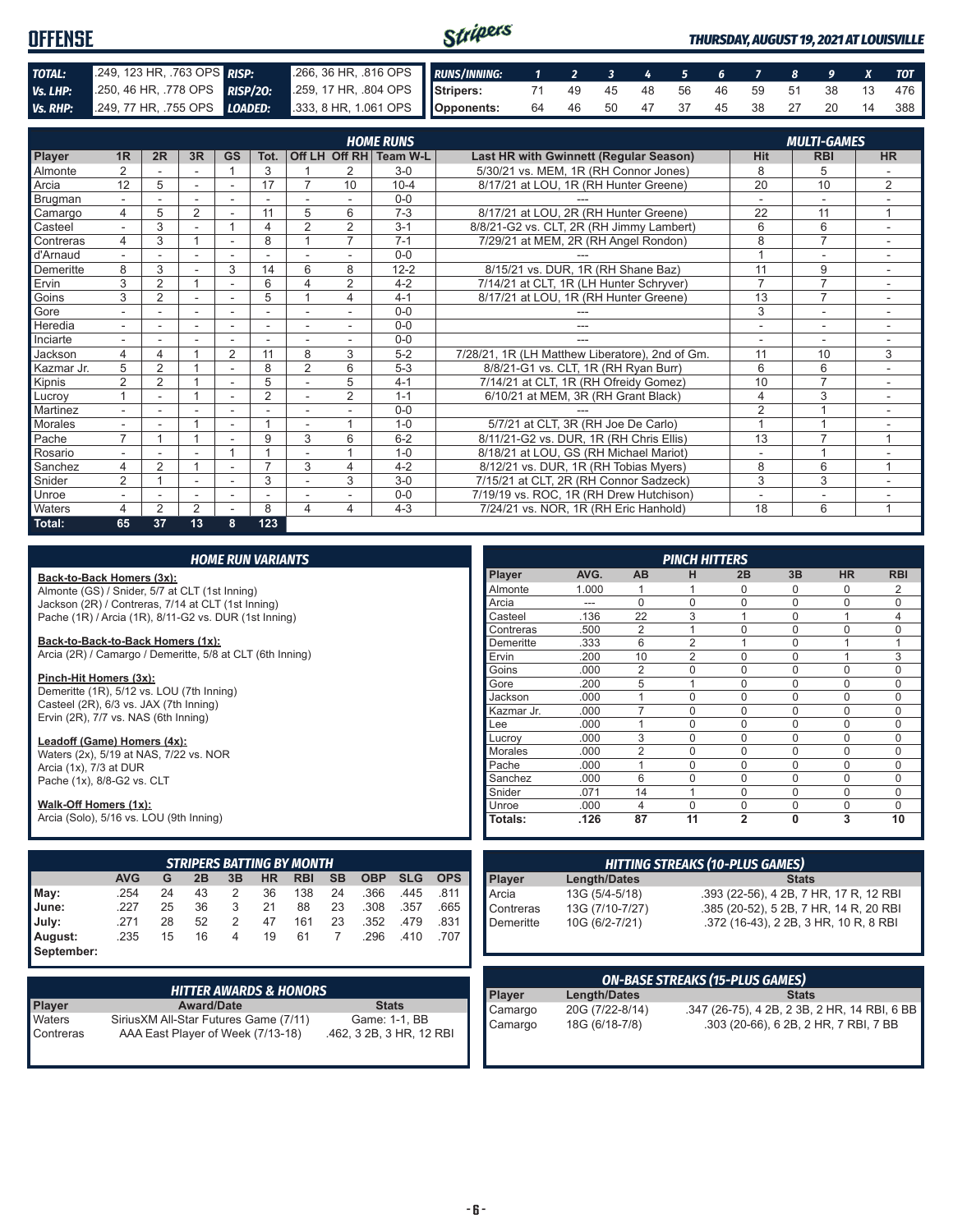# OFFENSE

*THURSDAY, AUGUST 19, 2021 AT LOUISVILLE*

| | | | |
|---|---|---|---|
| **TOTAL:** | .249, 123 HR, .763 OPS | **RISP:** | .266, 36 HR, .816 OPS |
| **Vs. LHP:** | .250, 46 HR, .778 OPS | **RISP/2O:** | .259, 17 HR, .804 OPS |
| **Vs. RHP:** | .249, 77 HR, .755 OPS | **LOADED:** | .333, 8 HR, 1.061 OPS |

| RUNS/INNING: | 1 | 2 | 3 | 4 | 5 | 6 | 7 | 8 | 9 | X | TOT |
|---|---|---|---|---|---|---|---|---|---|---|---|
| Stripers: | 71 | 49 | 45 | 48 | 56 | 46 | 59 | 51 | 38 | 13 | 476 |
| Opponents: | 64 | 46 | 50 | 47 | 37 | 45 | 38 | 27 | 20 | 14 | 388 |

## HOME RUNS / MULTI-GAMES

| Player | 1R | 2R | 3R | GS | Tot. | Off LH | Off RH | Team W-L | Last HR with Gwinnett (Regular Season) | Hit | RBI | HR |
|---|---|---|---|---|---|---|---|---|---|---|---|---|
| Almonte | 2 | - | - | 1 | 3 | 1 | 2 | 3-0 | 5/30/21 vs. MEM, 1R (RH Connor Jones) | 8 | 5 | - |
| Arcia | 12 | 5 | - | - | 17 | 7 | 10 | 10-4 | 8/17/21 at LOU, 1R (RH Hunter Greene) | 20 | 10 | 2 |
| Brugman | - | - | - | - | - | - | - | 0-0 | --- | - | - | - |
| Camargo | 4 | 5 | 2 | - | 11 | 5 | 6 | 7-3 | 8/17/21 at LOU, 2R (RH Hunter Greene) | 22 | 11 | 1 |
| Casteel | - | 3 | - | 1 | 4 | 2 | 2 | 3-1 | 8/8/21-G2 vs. CLT, 2R (RH Jimmy Lambert) | 6 | 6 | - |
| Contreras | 4 | 3 | 1 | - | 8 | 1 | 7 | 7-1 | 7/29/21 at MEM, 2R (RH Angel Rondon) | 8 | 7 | - |
| d'Arnaud | - | - | - | - | - | - | - | 0-0 | --- | 1 | - | - |
| Demeritte | 8 | 3 | - | 3 | 14 | 6 | 8 | 12-2 | 8/15/21 vs. DUR, 1R (RH Shane Baz) | 11 | 9 | - |
| Ervin | 3 | 2 | 1 | - | 6 | 4 | 2 | 4-2 | 7/14/21 at CLT, 1R (LH Hunter Schryver) | 7 | 7 | - |
| Goins | 3 | 2 | - | - | 5 | 1 | 4 | 4-1 | 8/17/21 at LOU, 1R (RH Hunter Greene) | 13 | 7 | - |
| Gore | - | - | - | - | - | - | - | 0-0 | --- | 3 | - | - |
| Heredia | - | - | - | - | - | - | - | 0-0 | --- | - | - | - |
| Inciarte | - | - | - | - | - | - | - | 0-0 | --- | - | - | - |
| Jackson | 4 | 4 | 1 | 2 | 11 | 8 | 3 | 5-2 | 7/28/21, 1R (LH Matthew Liberatore), 2nd of Gm. | 11 | 10 | 3 |
| Kazmar Jr. | 5 | 2 | 1 | - | 8 | 2 | 6 | 5-3 | 8/8/21-G1 vs. CLT, 1R (RH Ryan Burr) | 6 | 6 | - |
| Kipnis | 2 | 2 | 1 | - | 5 | - | 5 | 4-1 | 7/14/21 at CLT, 1R (RH Ofreidy Gomez) | 10 | 7 | - |
| Lucroy | 1 | - | 1 | - | 2 | - | 2 | 1-1 | 6/10/21 at MEM, 3R (RH Grant Black) | 4 | 3 | - |
| Martinez | - | - | - | - | - | - | - | 0-0 | --- | 2 | 1 | - |
| Morales | - | - | 1 | - | 1 | - | 1 | 1-0 | 5/7/21 at CLT, 3R (RH Joe De Carlo) | 1 | 1 | - |
| Pache | 7 | 1 | 1 | - | 9 | 3 | 6 | 6-2 | 8/11/21-G2 vs. DUR, 1R (RH Chris Ellis) | 13 | 7 | 1 |
| Rosario | - | - | - | 1 | 1 | - | 1 | 1-0 | 8/18/21 at LOU, GS (RH Michael Mariot) | - | 1 | - |
| Sanchez | 4 | 2 | 1 | - | 7 | 3 | 4 | 4-2 | 8/12/21 vs. DUR, 1R (RH Tobias Myers) | 8 | 6 | 1 |
| Snider | 2 | 1 | - | - | 3 | - | 3 | 3-0 | 7/15/21 at CLT, 2R (RH Connor Sadzeck) | 3 | 3 | - |
| Unroe | - | - | - | - | - | - | - | 0-0 | 7/19/19 vs. ROC, 1R (RH Drew Hutchison) | - | - | - |
| Waters | 4 | 2 | 2 | - | 8 | 4 | 4 | 4-3 | 7/24/21 vs. NOR, 1R (RH Eric Hanhold) | 18 | 6 | 1 |
| **Total:** | **65** | **37** | **13** | **8** | **123** | | | | | | | |

## HOME RUN VARIANTS

**Back-to-Back Homers (3x):**
Almonte (GS) / Snider, 5/7 at CLT (1st Inning)
Jackson (2R) / Contreras, 7/14 at CLT (1st Inning)
Pache (1R) / Arcia (1R), 8/11-G2 vs. DUR (1st Inning)

**Back-to-Back-to-Back Homers (1x):**
Arcia (2R) / Camargo / Demeritte, 5/8 at CLT (6th Inning)

**Pinch-Hit Homers (3x):**
Demeritte (1R), 5/12 vs. LOU (7th Inning)
Casteel (2R), 6/3 vs. JAX (7th Inning)
Ervin (2R), 7/7 vs. NAS (6th Inning)

**Leadoff (Game) Homers (4x):**
Waters (2x), 5/19 at NAS, 7/22 vs. NOR
Arcia (1x), 7/3 at DUR
Pache (1x), 8/8-G2 vs. CLT

**Walk-Off Homers (1x):**
Arcia (Solo), 5/16 vs. LOU (9th Inning)

## PINCH HITTERS

| Player | AVG. | AB | H | 2B | 3B | HR | RBI |
|---|---|---|---|---|---|---|---|
| Almonte | 1.000 | 1 | 1 | 0 | 0 | 0 | 2 |
| Arcia | --- | 0 | 0 | 0 | 0 | 0 | 0 |
| Casteel | .136 | 22 | 3 | 1 | 0 | 1 | 4 |
| Contreras | .500 | 2 | 1 | 0 | 0 | 0 | 0 |
| Demeritte | .333 | 6 | 2 | 1 | 0 | 1 | 1 |
| Ervin | .200 | 10 | 2 | 0 | 0 | 1 | 3 |
| Goins | .000 | 2 | 0 | 0 | 0 | 0 | 0 |
| Gore | .200 | 5 | 1 | 0 | 0 | 0 | 0 |
| Jackson | .000 | 1 | 0 | 0 | 0 | 0 | 0 |
| Kazmar Jr. | .000 | 7 | 0 | 0 | 0 | 0 | 0 |
| Lee | .000 | 1 | 0 | 0 | 0 | 0 | 0 |
| Lucroy | .000 | 3 | 0 | 0 | 0 | 0 | 0 |
| Morales | .000 | 2 | 0 | 0 | 0 | 0 | 0 |
| Pache | .000 | 1 | 0 | 0 | 0 | 0 | 0 |
| Sanchez | .000 | 6 | 0 | 0 | 0 | 0 | 0 |
| Snider | .071 | 14 | 1 | 0 | 0 | 0 | 0 |
| Unroe | .000 | 4 | 0 | 0 | 0 | 0 | 0 |
| **Totals:** | **.126** | **87** | **11** | **2** | **0** | **3** | **10** |

## STRIPERS BATTING BY MONTH

| | AVG | G | 2B | 3B | HR | RBI | SB | OBP | SLG | OPS |
|---|---|---|---|---|---|---|---|---|---|---|
| May: | .254 | 24 | 43 | 2 | 36 | 138 | 24 | .366 | .445 | .811 |
| June: | .227 | 25 | 36 | 3 | 21 | 88 | 23 | .308 | .357 | .665 |
| July: | .271 | 28 | 52 | 2 | 47 | 161 | 23 | .352 | .479 | .831 |
| August: | .235 | 15 | 16 | 4 | 19 | 61 | 7 | .296 | .410 | .707 |
| September: | | | | | | | | | | |

## HITTING STREAKS (10-PLUS GAMES)

| Player | Length/Dates | Stats |
|---|---|---|
| Arcia | 13G (5/4-5/18) | .393 (22-56), 4 2B, 7 HR, 17 R, 12 RBI |
| Contreras | 13G (7/10-7/27) | .385 (20-52), 5 2B, 7 HR, 14 R, 20 RBI |
| Demeritte | 10G (6/2-7/21) | .372 (16-43), 2 2B, 3 HR, 10 R, 8 RBI |

## HITTER AWARDS & HONORS

| Player | Award/Date | Stats |
|---|---|---|
| Waters | SiriusXM All-Star Futures Game (7/11) | Game: 1-1, BB |
| Contreras | AAA East Player of Week (7/13-18) | .462, 3 2B, 3 HR, 12 RBI |

## ON-BASE STREAKS (15-PLUS GAMES)

| Player | Length/Dates | Stats |
|---|---|---|
| Camargo | 20G (7/22-8/14) | .347 (26-75), 4 2B, 2 3B, 2 HR, 14 RBI, 6 BB |
| Camargo | 18G (6/18-7/8) | .303 (20-66), 6 2B, 2 HR, 7 RBI, 7 BB |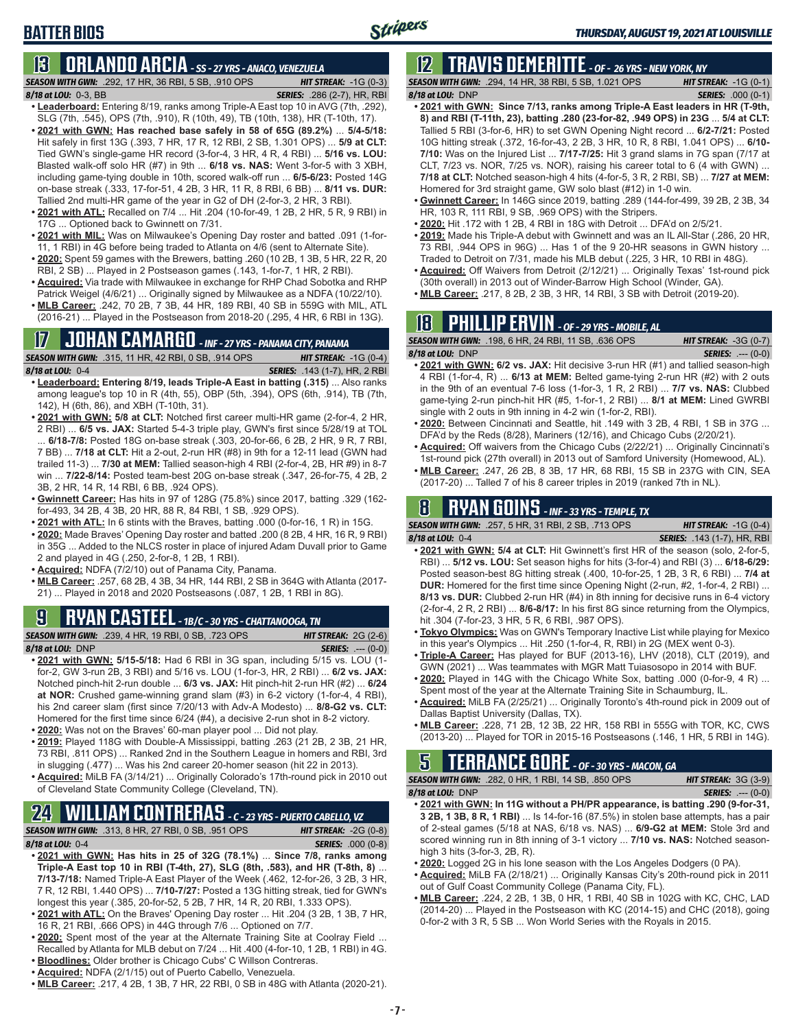# BATTER BIOS

## 13 ORLANDO ARCIA - SS - 27 YRS - ANACO, VENEZUELA

**SEASON WITH GWN:** .292, 17 HR, 36 RBI, 5 SB, .910 OPS — **HIT STREAK:** -1G (0-3)
**8/18 at LOU:** 0-3, BB — **SERIES:** .286 (2-7), HR, RBI

- **Leaderboard:** Entering 8/19, ranks among Triple-A East top 10 in AVG (7th, .292), SLG (7th, .545), OPS (7th, .910), R (10th, 49), TB (10th, 138), HR (T-10th, 17).
- **2021 with GWN: Has reached base safely in 58 of 65G (89.2%)** ... **5/4-5/18:** Hit safely in first 13G (.393, 7 HR, 17 R, 12 RBI, 2 SB, 1.301 OPS) ... **5/9 at CLT:** Tied GWN's single-game HR record (3-for-4, 3 HR, 4 R, 4 RBI) ... **5/16 vs. LOU:** Blasted walk-off solo HR (#7) in 9th ... **6/18 vs. NAS:** Went 3-for-5 with 3 XBH, including game-tying double in 10th, scored walk-off run ... **6/5-6/23:** Posted 14G on-base streak (.333, 17-for-51, 4 2B, 3 HR, 11 R, 8 RBI, 6 BB) ... **8/11 vs. DUR:** Tallied 2nd multi-HR game of the year in G2 of DH (2-for-3, 2 HR, 3 RBI).
- **2021 with ATL:** Recalled on 7/4 ... Hit .204 (10-for-49, 1 2B, 2 HR, 5 R, 9 RBI) in 17G ... Optioned back to Gwinnett on 7/31.
- **2021 with MIL:** Was on Milwaukee's Opening Day roster and batted .091 (1-for-11, 1 RBI) in 4G before being traded to Atlanta on 4/6 (sent to Alternate Site).
- **2020:** Spent 59 games with the Brewers, batting .260 (10 2B, 1 3B, 5 HR, 22 R, 20 RBI, 2 SB) ... Played in 2 Postseason games (.143, 1-for-7, 1 HR, 2 RBI).
- **Acquired:** Via trade with Milwaukee in exchange for RHP Chad Sobotka and RHP Patrick Weigel (4/6/21) ... Originally signed by Milwaukee as a NDFA (10/22/10).
- **MLB Career:** .242, 70 2B, 7 3B, 44 HR, 189 RBI, 40 SB in 559G with MIL, ATL (2016-21) ... Played in the Postseason from 2018-20 (.295, 4 HR, 6 RBI in 13G).

## 17 JOHAN CAMARGO - INF - 27 YRS - PANAMA CITY, PANAMA

**SEASON WITH GWN:** .315, 11 HR, 42 RBI, 0 SB, .914 OPS — **HIT STREAK:** -1G (0-4)
**8/18 at LOU:** 0-4 — **SERIES:** .143 (1-7), HR, 2 RBI

- **Leaderboard: Entering 8/19, leads Triple-A East in batting (.315)** ... Also ranks among league's top 10 in R (4th, 55), OBP (5th, .394), OPS (6th, .914), TB (7th, 142), H (6th, 86), and XBH (T-10th, 31).
- **2021 with GWN:** **5/8 at CLT:** Notched first career multi-HR game (2-for-4, 2 HR, 2 RBI) ... **6/5 vs. JAX:** Started 5-4-3 triple play, GWN's first since 5/28/19 at TOL ... **6/18-7/8:** Posted 18G on-base streak (.303, 20-for-66, 6 2B, 2 HR, 9 R, 7 RBI, 7 BB) ... **7/18 at CLT:** Hit a 2-out, 2-run HR (#8) in 9th for a 12-11 lead (GWN had trailed 11-3) ... **7/30 at MEM:** Tallied season-high 4 RBI (2-for-4, 2B, HR #9) in 8-7 win ... **7/22-8/14:** Posted team-best 20G on-base streak (.347, 26-for-75, 4 2B, 2 3B, 2 HR, 14 R, 14 RBI, 6 BB, .924 OPS).
- **Gwinnett Career:** Has hits in 97 of 128G (75.8%) since 2017, batting .329 (162-for-493, 34 2B, 4 3B, 20 HR, 88 R, 84 RBI, 1 SB, .929 OPS).
- **2021 with ATL:** In 6 stints with the Braves, batting .000 (0-for-16, 1 R) in 15G.
- **2020:** Made Braves' Opening Day roster and batted .200 (8 2B, 4 HR, 16 R, 9 RBI) in 35G ... Added to the NLCS roster in place of injured Adam Duvall prior to Game 2 and played in 4G (.250, 2-for-8, 1 2B, 1 RBI).
- **Acquired:** NDFA (7/2/10) out of Panama City, Panama.
- **MLB Career:** .257, 68 2B, 4 3B, 34 HR, 144 RBI, 2 SB in 364G with Atlanta (2017-21) ... Played in 2018 and 2020 Postseasons (.087, 1 2B, 1 RBI in 8G).

## 9 RYAN CASTEEL - 1B/C - 30 YRS - CHATTANOOGA, TN

**SEASON WITH GWN:** .239, 4 HR, 19 RBI, 0 SB, .723 OPS — **HIT STREAK:** 2G (2-6)
**8/18 at LOU:** DNP — **SERIES:** .--- (0-0)

- **2021 with GWN: 5/15-5/18:** Had 6 RBI in 3G span, including 5/15 vs. LOU (1-for-2, GW 3-run 2B, 3 RBI) and 5/16 vs. LOU (1-for-3, HR, 2 RBI) ... **6/2 vs. JAX:** Notched pinch-hit 2-run double ... **6/3 vs. JAX:** Hit pinch-hit 2-run HR (#2) ... **6/24 at NOR:** Crushed game-winning grand slam (#3) in 6-2 victory (1-for-4, 4 RBI), his 2nd career slam (first since 7/20/13 with Adv-A Modesto) ... **8/8-G2 vs. CLT:** Homered for the first time since 6/24 (#4), a decisive 2-run shot in 8-2 victory.
- **2020:** Was not on the Braves' 60-man player pool ... Did not play.
- **2019:** Played 118G with Double-A Mississippi, batting .263 (21 2B, 2 3B, 21 HR, 73 RBI, .811 OPS) ... Ranked 2nd in the Southern League in homers and RBI, 3rd in slugging (.477) ... Was his 2nd career 20-homer season (hit 22 in 2013).
- **Acquired:** MiLB FA (3/14/21) ... Originally Colorado's 17th-round pick in 2010 out of Cleveland State Community College (Cleveland, TN).

## 24 WILLIAM CONTRERAS - C - 23 YRS - PUERTO CABELLO, VZ

**SEASON WITH GWN:** .313, 8 HR, 27 RBI, 0 SB, .951 OPS — **HIT STREAK:** -2G (0-8)
**8/18 at LOU:** 0-4 — **SERIES:** .000 (0-8)

- **2021 with GWN: Has hits in 25 of 32G (78.1%)** ... **Since 7/8, ranks among Triple-A East top 10 in RBI (T-4th, 27), SLG (8th, .583), and HR (T-8th, 8)** ... **7/13-7/18:** Named Triple-A East Player of the Week (.462, 12-for-26, 3 2B, 3 HR, 7 R, 12 RBI, 1.440 OPS) ... **7/10-7/27:** Posted a 13G hitting streak, tied for GWN's longest this year (.385, 20-for-52, 5 2B, 7 HR, 14 R, 20 RBI, 1.333 OPS).
- **2021 with ATL:** On the Braves' Opening Day roster ... Hit .204 (3 2B, 1 3B, 7 HR, 16 R, 21 RBI, .666 OPS) in 44G through 7/6 ... Optioned on 7/7.
- **2020:** Spent most of the year at the Alternate Training Site at Coolray Field ... Recalled by Atlanta for MLB debut on 7/24 ... Hit .400 (4-for-10, 1 2B, 1 RBI) in 4G.
- **Bloodlines:** Older brother is Chicago Cubs' C Willson Contreras.
- **Acquired:** NDFA (2/1/15) out of Puerto Cabello, Venezuela.
- **MLB Career:** .217, 4 2B, 1 3B, 7 HR, 22 RBI, 0 SB in 48G with Atlanta (2020-21).

## 12 TRAVIS DEMERITTE - OF - 26 YRS - NEW YORK, NY

**SEASON WITH GWN:** .294, 14 HR, 38 RBI, 5 SB, 1.021 OPS — **HIT STREAK:** -1G (0-1)
**8/18 at LOU:** DNP — **SERIES:** .000 (0-1)

- **2021 with GWN: Since 7/13, ranks among Triple-A East leaders in HR (T-9th, 8) and RBI (T-11th, 23), batting .280 (23-for-82, .949 OPS) in 23G** ... **5/4 at CLT:** Tallied 5 RBI (3-for-6, HR) to set GWN Opening Night record ... **6/2-7/21:** Posted 10G hitting streak (.372, 16-for-43, 2 2B, 3 HR, 10 R, 8 RBI, 1.041 OPS) ... **6/10-7/10:** Was on the Injured List ... **7/17-7/25:** Hit 3 grand slams in 7G span (7/17 at CLT, 7/23 vs. NOR, 7/25 vs. NOR), raising his career total to 6 (4 with GWN) ... **7/18 at CLT:** Notched season-high 4 hits (4-for-5, 3 R, 2 RBI, SB) ... **7/27 at MEM:** Homered for 3rd straight game, GW solo blast (#12) in 1-0 win.
- **Gwinnett Career:** In 146G since 2019, batting .289 (144-for-499, 39 2B, 2 3B, 34 HR, 103 R, 111 RBI, 9 SB, .969 OPS) with the Stripers.
- **2020:** Hit .172 with 1 2B, 4 RBI in 18G with Detroit ... DFA'd on 2/5/21.
- **2019:** Made his Triple-A debut with Gwinnett and was an IL All-Star (.286, 20 HR, 73 RBI, .944 OPS in 96G) ... Has 1 of the 9 20-HR seasons in GWN history ... Traded to Detroit on 7/31, made his MLB debut (.225, 3 HR, 10 RBI in 48G).
- **Acquired:** Off Waivers from Detroit (2/12/21) ... Originally Texas' 1st-round pick (30th overall) in 2013 out of Winder-Barrow High School (Winder, GA).
- **MLB Career:** .217, 8 2B, 2 3B, 3 HR, 14 RBI, 3 SB with Detroit (2019-20).

## 18 PHILLIP ERVIN - OF - 29 YRS - MOBILE, AL

**SEASON WITH GWN:** .198, 6 HR, 24 RBI, 11 SB, .636 OPS — **HIT STREAK:** -3G (0-7)
**8/18 at LOU:** DNP — **SERIES:** .--- (0-0)

- **2021 with GWN: 6/2 vs. JAX:** Hit decisive 3-run HR (#1) and tallied season-high 4 RBI (1-for-4, R) ... **6/13 at MEM:** Belted game-tying 2-run HR (#2) with 2 outs in the 9th of an eventual 7-6 loss (1-for-3, 1 R, 2 RBI) ... **7/7 vs. NAS:** Clubbed game-tying 2-run pinch-hit HR (#5, 1-for-1, 2 RBI) ... **8/1 at MEM:** Lined GWRBI single with 2 outs in 9th inning in 4-2 win (1-for-2, RBI).
- **2020:** Between Cincinnati and Seattle, hit .149 with 3 2B, 4 RBI, 1 SB in 37G ... DFA'd by the Reds (8/28), Mariners (12/16), and Chicago Cubs (2/20/21).
- **Acquired:** Off waivers from the Chicago Cubs (2/22/21) ... Originally Cincinnati's 1st-round pick (27th overall) in 2013 out of Samford University (Homewood, AL).
- **MLB Career:** .247, 26 2B, 8 3B, 17 HR, 68 RBI, 15 SB in 237G with CIN, SEA (2017-20) ... Tallied 7 of his 8 career triples in 2019 (ranked 7th in NL).

## 8 RYAN GOINS - INF - 33 YRS - TEMPLE, TX

**SEASON WITH GWN:** .257, 5 HR, 31 RBI, 2 SB, .713 OPS — **HIT STREAK:** -1G (0-4)
**8/18 at LOU:** 0-4 — **SERIES:** .143 (1-7), HR, RBI

- **2021 with GWN: 5/4 at CLT:** Hit Gwinnett's first HR of the season (solo, 2-for-5, RBI) ... **5/12 vs. LOU:** Set season highs for hits (3-for-4) and RBI (3) ... **6/18-6/29:** Posted season-best 8G hitting streak (.400, 10-for-25, 1 2B, 3 R, 6 RBI) ... **7/4 at DUR:** Homered for the first time since Opening Night (2-run, #2, 1-for-4, 2 RBI) ... **8/13 vs. DUR:** Clubbed 2-run HR (#4) in 8th inning for decisive runs in 6-4 victory (2-for-4, 2 R, 2 RBI) ... **8/6-8/17:** In his first 8G since returning from the Olympics, hit .304 (7-for-23, 3 HR, 5 R, 6 RBI, .987 OPS).
- **Tokyo Olympics:** Was on GWN's Temporary Inactive List while playing for Mexico in this year's Olympics ... Hit .250 (1-for-4, R, RBI) in 2G (MEX went 0-3).
- **Triple-A Career:** Has played for BUF (2013-16), LHV (2018), CLT (2019), and GWN (2021) ... Was teammates with MGR Matt Tuiasosopo in 2014 with BUF.
- **2020:** Played in 14G with the Chicago White Sox, batting .000 (0-for-9, 4 R) ... Spent most of the year at the Alternate Training Site in Schaumburg, IL.
- **Acquired:** MiLB FA (2/25/21) ... Originally Toronto's 4th-round pick in 2009 out of Dallas Baptist University (Dallas, TX).
- **MLB Career:** .228, 71 2B, 12 3B, 22 HR, 158 RBI in 555G with TOR, KC, CWS (2013-20) ... Played for TOR in 2015-16 Postseasons (.146, 1 HR, 5 RBI in 14G).

## 5 TERRANCE GORE - OF - 30 YRS - MACON, GA

**SEASON WITH GWN:** .282, 0 HR, 1 RBI, 14 SB, .850 OPS — **HIT STREAK:** 3G (3-9)
**8/18 at LOU:** DNP — **SERIES:** .--- (0-0)

- **2021 with GWN: In 11G without a PH/PR appearance, is batting .290 (9-for-31, 3 2B, 1 3B, 8 R, 1 RBI)** ... Is 14-for-16 (87.5%) in stolen base attempts, has a pair of 2-steal games (5/18 at NAS, 6/18 vs. NAS) ... **6/9-G2 at MEM:** Stole 3rd and scored winning run in 8th inning of 3-1 victory ... **7/10 vs. NAS:** Notched season-high 3 hits (3-for-3, 2B, R).
- **2020:** Logged 2G in his lone season with the Los Angeles Dodgers (0 PA).
- **Acquired:** MiLB FA (2/18/21) ... Originally Kansas City's 20th-round pick in 2011 out of Gulf Coast Community College (Panama City, FL).
- **MLB Career:** .224, 2 2B, 1 3B, 0 HR, 1 RBI, 40 SB in 102G with KC, CHC, LAD (2014-20) ... Played in the Postseason with KC (2014-15) and CHC (2018), going 0-for-2 with 3 R, 5 SB ... Won World Series with the Royals in 2015.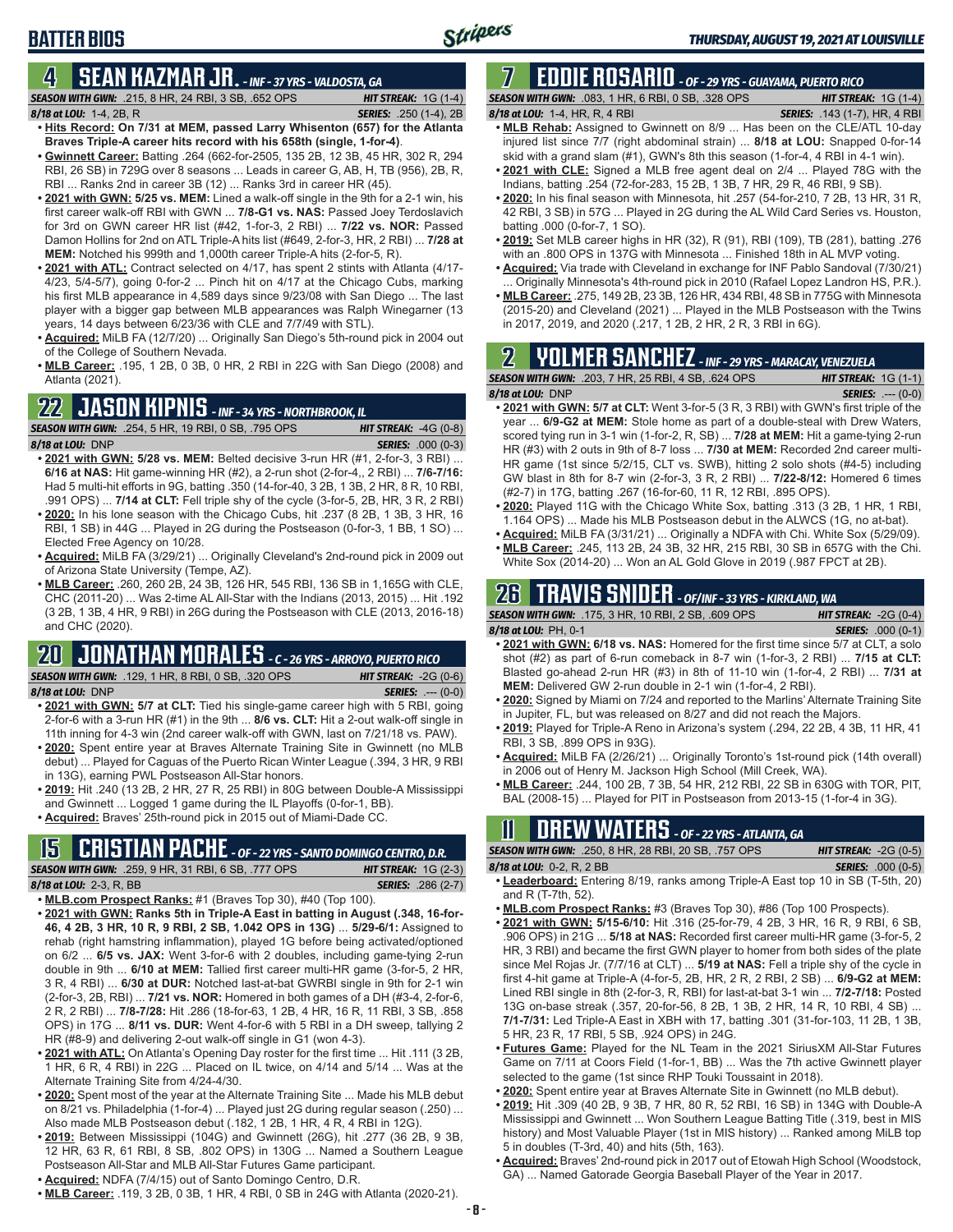# BATTER BIOS

## 4 SEAN KAZMAR JR. - INF - 37 YRS - VALDOSTA, GA

**SEASON WITH GWN:** .215, 8 HR, 24 RBI, 3 SB, .652 OPS **HIT STREAK:** 1G (1-4)
**8/18 at LOU:** 1-4, 2B, R **SERIES:** .250 (1-4), 2B

- **Hits Record: On 7/31 at MEM, passed Larry Whisenton (657) for the Atlanta Braves Triple-A career hits record with his 658th (single, 1-for-4)**.
- **Gwinnett Career:** Batting .264 (662-for-2505, 135 2B, 12 3B, 45 HR, 302 R, 294 RBI, 26 SB) in 729G over 8 seasons ... Leads in career G, AB, H, TB (956), 2B, R, RBI ... Ranks 2nd in career 3B (12) ... Ranks 3rd in career HR (45).
- **2021 with GWN: 5/25 vs. MEM:** Lined a walk-off single in the 9th for a 2-1 win, his first career walk-off RBI with GWN ... **7/8-G1 vs. NAS:** Passed Joey Terdoslavich for 3rd on GWN career HR list (#42, 1-for-3, 2 RBI) ... **7/22 vs. NOR:** Passed Damon Hollins for 2nd on ATL Triple-A hits list (#649, 2-for-3, HR, 2 RBI) ... **7/28 at MEM:** Notched his 999th and 1,000th career Triple-A hits (2-for-5, R).
- **2021 with ATL:** Contract selected on 4/17, has spent 2 stints with Atlanta (4/17-4/23, 5/4-5/7), going 0-for-2 ... Pinch hit on 4/17 at the Chicago Cubs, marking his first MLB appearance in 4,589 days since 9/23/08 with San Diego ... The last player with a bigger gap between MLB appearances was Ralph Winegarner (13 years, 14 days between 6/23/36 with CLE and 7/7/49 with STL).
- **Acquired:** MiLB FA (12/7/20) ... Originally San Diego's 5th-round pick in 2004 out of the College of Southern Nevada.
- **MLB Career:** .195, 1 2B, 0 3B, 0 HR, 2 RBI in 22G with San Diego (2008) and Atlanta (2021).

## 22 JASON KIPNIS - INF - 34 YRS - NORTHBROOK, IL

**SEASON WITH GWN:** .254, 5 HR, 19 RBI, 0 SB, .795 OPS **HIT STREAK:** -4G (0-8)
**8/18 at LOU:** DNP **SERIES:** .000 (0-3)

- **2021 with GWN: 5/28 vs. MEM:** Belted decisive 3-run HR (#1, 2-for-3, 3 RBI) ... **6/16 at NAS:** Hit game-winning HR (#2), a 2-run shot (2-for-4,, 2 RBI) ... **7/6-7/16:** Had 5 multi-hit efforts in 9G, batting .350 (14-for-40, 3 2B, 1 3B, 2 HR, 8 R, 10 RBI, .991 OPS) ... **7/14 at CLT:** Fell triple shy of the cycle (3-for-5, 2B, HR, 3 R, 2 RBI)
- **2020:** In his lone season with the Chicago Cubs, hit .237 (8 2B, 1 3B, 3 HR, 16 RBI, 1 SB) in 44G ... Played in 2G during the Postseason (0-for-3, 1 BB, 1 SO) ... Elected Free Agency on 10/28.
- **Acquired:** MiLB FA (3/29/21) ... Originally Cleveland's 2nd-round pick in 2009 out of Arizona State University (Tempe, AZ).
- **MLB Career:** .260, 260 2B, 24 3B, 126 HR, 545 RBI, 136 SB in 1,165G with CLE, CHC (2011-20) ... Was 2-time AL All-Star with the Indians (2013, 2015) ... Hit .192 (3 2B, 1 3B, 4 HR, 9 RBI) in 26G during the Postseason with CLE (2013, 2016-18) and CHC (2020).

## 20 JONATHAN MORALES - C - 26 YRS - ARROYO, PUERTO RICO

**SEASON WITH GWN:** .129, 1 HR, 8 RBI, 0 SB, .320 OPS **HIT STREAK:** -2G (0-6)
**8/18 at LOU:** DNP **SERIES:** .--- (0-0)

- **2021 with GWN: 5/7 at CLT:** Tied his single-game career high with 5 RBI, going 2-for-6 with a 3-run HR (#1) in the 9th ... **8/6 vs. CLT:** Hit a 2-out walk-off single in 11th inning for 4-3 win (2nd career walk-off with GWN, last on 7/21/18 vs. PAW).
- **2020:** Spent entire year at Braves Alternate Training Site in Gwinnett (no MLB debut) ... Played for Caguas of the Puerto Rican Winter League (.394, 3 HR, 9 RBI in 13G), earning PWL Postseason All-Star honors.
- **2019:** Hit .240 (13 2B, 2 HR, 27 R, 25 RBI) in 80G between Double-A Mississippi and Gwinnett ... Logged 1 game during the IL Playoffs (0-for-1, BB).
- **Acquired:** Braves' 25th-round pick in 2015 out of Miami-Dade CC.

## 15 CRISTIAN PACHE - OF - 22 YRS - SANTO DOMINGO CENTRO, D.R.

**SEASON WITH GWN:** .259, 9 HR, 31 RBI, 6 SB, .777 OPS **HIT STREAK:** 1G (2-3)
**8/18 at LOU:** 2-3, R, BB **SERIES:** .286 (2-7)

- **MLB.com Prospect Ranks:** #1 (Braves Top 30), #40 (Top 100).
- **2021 with GWN: Ranks 5th in Triple-A East in batting in August (.348, 16-for-46, 4 2B, 3 HR, 10 R, 9 RBI, 2 SB, 1.042 OPS in 13G)** ... **5/29-6/1:** Assigned to rehab (right hamstring inflammation), played 1G before being activated/optioned on 6/2 ... **6/5 vs. JAX:** Went 3-for-6 with 2 doubles, including game-tying 2-run double in 9th ... **6/10 at MEM:** Tallied first career multi-HR game (3-for-5, 2 HR, 3 R, 4 RBI) ... **6/30 at DUR:** Notched last-at-bat GWRBI single in 9th for 2-1 win (2-for-3, 2B, RBI) ... **7/21 vs. NOR:** Homered in both games of a DH (#3-4, 2-for-6, 2 R, 2 RBI) ... **7/8-7/28:** Hit .286 (18-for-63, 1 2B, 4 HR, 16 R, 11 RBI, 3 SB, .858 OPS) in 17G ... **8/11 vs. DUR:** Went 4-for-6 with 5 RBI in a DH sweep, tallying 2 HR (#8-9) and delivering 2-out walk-off single in G1 (won 4-3).
- **2021 with ATL:** On Atlanta's Opening Day roster for the first time ... Hit .111 (3 2B, 1 HR, 6 R, 4 RBI) in 22G ... Placed on IL twice, on 4/14 and 5/14 ... Was at the Alternate Training Site from 4/24-4/30.
- **2020:** Spent most of the year at the Alternate Training Site ... Made his MLB debut on 8/21 vs. Philadelphia (1-for-4) ... Played just 2G during regular season (.250) ... Also made MLB Postseason debut (.182, 1 2B, 1 HR, 4 R, 4 RBI in 12G).
- **2019:** Between Mississippi (104G) and Gwinnett (26G), hit .277 (36 2B, 9 3B, 12 HR, 63 R, 61 RBI, 8 SB, .802 OPS) in 130G ... Named a Southern League Postseason All-Star and MLB All-Star Futures Game participant.
- **Acquired:** NDFA (7/4/15) out of Santo Domingo Centro, D.R.
- **MLB Career:** .119, 3 2B, 0 3B, 1 HR, 4 RBI, 0 SB in 24G with Atlanta (2020-21).

## 7 EDDIE ROSARIO - OF - 29 YRS - GUAYAMA, PUERTO RICO

**SEASON WITH GWN:** .083, 1 HR, 6 RBI, 0 SB, .328 OPS **HIT STREAK:** 1G (1-4)
**8/18 at LOU:** 1-4, HR, R, 4 RBI **SERIES:** .143 (1-7), HR, 4 RBI

- **MLB Rehab:** Assigned to Gwinnett on 8/9 ... Has been on the CLE/ATL 10-day injured list since 7/7 (right abdominal strain) ... **8/18 at LOU:** Snapped 0-for-14 skid with a grand slam (#1), GWN's 8th this season (1-for-4, 4 RBI in 4-1 win).
- **2021 with CLE:** Signed a MLB free agent deal on 2/4 ... Played 78G with the Indians, batting .254 (72-for-283, 15 2B, 1 3B, 7 HR, 29 R, 46 RBI, 9 SB).
- **2020:** In his final season with Minnesota, hit .257 (54-for-210, 7 2B, 13 HR, 31 R, 42 RBI, 3 SB) in 57G ... Played in 2G during the AL Wild Card Series vs. Houston, batting .000 (0-for-7, 1 SO).
- **2019:** Set MLB career highs in HR (32), R (91), RBI (109), TB (281), batting .276 with an .800 OPS in 137G with Minnesota ... Finished 18th in AL MVP voting.
- **Acquired:** Via trade with Cleveland in exchange for INF Pablo Sandoval (7/30/21) ... Originally Minnesota's 4th-round pick in 2010 (Rafael Lopez Landron HS, P.R.).
- **MLB Career:** .275, 149 2B, 23 3B, 126 HR, 434 RBI, 48 SB in 775G with Minnesota (2015-20) and Cleveland (2021) ... Played in the MLB Postseason with the Twins in 2017, 2019, and 2020 (.217, 1 2B, 2 HR, 2 R, 3 RBI in 6G).

## 2 YOLMER SANCHEZ - INF - 29 YRS - MARACAY, VENEZUELA

**SEASON WITH GWN:** .203, 7 HR, 25 RBI, 4 SB, .624 OPS **HIT STREAK:** 1G (1-1)
**8/18 at LOU:** DNP **SERIES:** .--- (0-0)

- **2021 with GWN: 5/7 at CLT:** Went 3-for-5 (3 R, 3 RBI) with GWN's first triple of the year ... **6/9-G2 at MEM:** Stole home as part of a double-steal with Drew Waters, scored tying run in 3-1 win (1-for-2, R, SB) ... **7/28 at MEM:** Hit a game-tying 2-run HR (#3) with 2 outs in 9th of 8-7 loss ... **7/30 at MEM:** Recorded 2nd career multi-HR game (1st since 5/2/15, CLT vs. SWB), hitting 2 solo shots (#4-5) including GW blast in 8th for 8-7 win (2-for-3, 3 R, 2 RBI) ... **7/22-8/12:** Homered 6 times (#2-7) in 17G, batting .267 (16-for-60, 11 R, 12 RBI, .895 OPS).
- **2020:** Played 11G with the Chicago White Sox, batting .313 (3 2B, 1 HR, 1 RBI, 1.164 OPS) ... Made his MLB Postseason debut in the ALWCS (1G, no at-bat).
- **Acquired:** MiLB FA (3/31/21) ... Originally a NDFA with Chi. White Sox (5/29/09).
- **MLB Career:** .245, 113 2B, 24 3B, 32 HR, 215 RBI, 30 SB in 657G with the Chi. White Sox (2014-20) ... Won an AL Gold Glove in 2019 (.987 FPCT at 2B).

## 26 TRAVIS SNIDER - OF/INF - 33 YRS - KIRKLAND, WA

**SEASON WITH GWN:** .175, 3 HR, 10 RBI, 2 SB, .609 OPS **HIT STREAK:** -2G (0-4)
**8/18 at LOU:** PH, 0-1 **SERIES:** .000 (0-1)

- **2021 with GWN: 6/18 vs. NAS:** Homered for the first time since 5/7 at CLT, a solo shot (#2) as part of 6-run comeback in 8-7 win (1-for-3, 2 RBI) ... **7/15 at CLT:** Blasted go-ahead 2-run HR (#3) in 8th of 11-10 win (1-for-4, 2 RBI) ... **7/31 at MEM:** Delivered GW 2-run double in 2-1 win (1-for-4, 2 RBI).
- **2020:** Signed by Miami on 7/24 and reported to the Marlins' Alternate Training Site in Jupiter, FL, but was released on 8/27 and did not reach the Majors.
- **2019:** Played for Triple-A Reno in Arizona's system (.294, 22 2B, 4 3B, 11 HR, 41 RBI, 3 SB, .899 OPS in 93G).
- **Acquired:** MiLB FA (2/26/21) ... Originally Toronto's 1st-round pick (14th overall) in 2006 out of Henry M. Jackson High School (Mill Creek, WA).
- **MLB Career:** .244, 100 2B, 7 3B, 54 HR, 212 RBI, 22 SB in 630G with TOR, PIT, BAL (2008-15) ... Played for PIT in Postseason from 2013-15 (1-for-4 in 3G).

## 11 DREW WATERS - OF - 22 YRS - ATLANTA, GA

**SEASON WITH GWN:** .250, 8 HR, 28 RBI, 20 SB, .757 OPS **HIT STREAK:** -2G (0-5)
**8/18 at LOU:** 0-2, R, 2 BB **SERIES:** .000 (0-5)

- **Leaderboard:** Entering 8/19, ranks among Triple-A East top 10 in SB (T-5th, 20) and R (T-7th, 52).
- **MLB.com Prospect Ranks:** #3 (Braves Top 30), #86 (Top 100 Prospects).
- **2021 with GWN: 5/15-6/10:** Hit .316 (25-for-79, 4 2B, 3 HR, 16 R, 9 RBI, 6 SB, .906 OPS) in 21G ... **5/18 at NAS:** Recorded first career multi-HR game (3-for-5, 2 HR, 3 RBI) and became the first GWN player to homer from both sides of the plate since Mel Rojas Jr. (7/7/16 at CLT) ... **5/19 at NAS:** Fell a triple shy of the cycle in first 4-hit game at Triple-A (4-for-5, 2B, HR, 2 R, 2 RBI, 2 SB) ... **6/9-G2 at MEM:** Lined RBI single in 8th (2-for-3, R, RBI) for last-at-bat 3-1 win ... **7/2-7/18:** Posted 13G on-base streak (.357, 20-for-56, 8 2B, 1 3B, 2 HR, 14 R, 10 RBI, 4 SB) ... **7/1-7/31:** Led Triple-A East in XBH with 17, batting .301 (31-for-103, 11 2B, 1 3B, 5 HR, 23 R, 17 RBI, 5 SB, .924 OPS) in 24G.
- **Futures Game:** Played for the NL Team in the 2021 SiriusXM All-Star Futures Game on 7/11 at Coors Field (1-for-1, BB) ... Was the 7th active Gwinnett player selected to the game (1st since RHP Touki Toussaint in 2018).
- **2020:** Spent entire year at Braves Alternate Site in Gwinnett (no MLB debut).
- **2019:** Hit .309 (40 2B, 9 3B, 7 HR, 80 R, 52 RBI, 16 SB) in 134G with Double-A Mississippi and Gwinnett ... Won Southern League Batting Title (.319, best in MIS history) and Most Valuable Player (1st in MIS history) ... Ranked among MiLB top 5 in doubles (T-3rd, 40) and hits (5th, 163).
- **Acquired:** Braves' 2nd-round pick in 2017 out of Etowah High School (Woodstock, GA) ... Named Gatorade Georgia Baseball Player of the Year in 2017.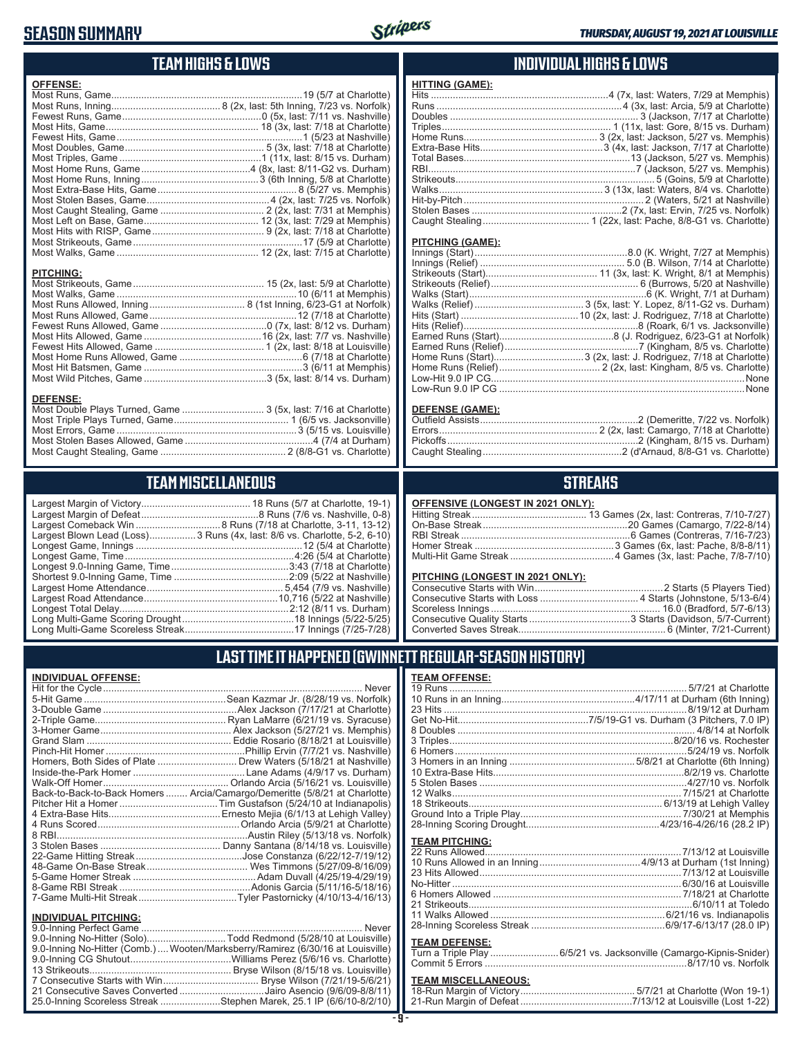# SEASON SUMMARY

*THURSDAY, AUGUST 19, 2021 AT LOUISVILLE*

## TEAM HIGHS & LOWS

**OFFENSE:**

| | |
|---|---|
| Most Runs, Game | 19 (5/7 at Charlotte) |
| Most Runs, Inning | 8 (2x, last: 5th Inning, 7/23 vs. Norfolk) |
| Fewest Runs, Game | 0 (5x, last: 7/11 vs. Nashville) |
| Most Hits, Game | 18 (3x, last: 7/18 at Charlotte) |
| Fewest Hits, Game | 1 (5/23 at Nashville) |
| Most Doubles, Game | 5 (3x, last: 7/18 at Charlotte) |
| Most Triples, Game | 1 (11x, last: 8/15 vs. Durham) |
| Most Home Runs, Game | 4 (8x, last: 8/11-G2 vs. Durham) |
| Most Home Runs, Inning | 3 (6th Inning, 5/8 at Charlotte) |
| Most Extra-Base Hits, Game | 8 (5/27 vs. Memphis) |
| Most Stolen Bases, Game | 4 (2x, last: 7/25 vs. Norfolk) |
| Most Caught Stealing, Game | 2 (2x, last: 7/31 at Memphis) |
| Most Left on Base, Game | 12 (3x, last: 7/29 at Memphis) |
| Most Hits with RISP, Game | 9 (2x, last: 7/18 at Charlotte) |
| Most Strikeouts, Game | 17 (5/9 at Charlotte) |
| Most Walks, Game | 12 (2x, last: 7/15 at Charlotte) |

**PITCHING:**

| | |
|---|---|
| Most Strikeouts, Game | 15 (2x, last: 5/9 at Charlotte) |
| Most Walks, Game | 10 (6/11 at Memphis) |
| Most Runs Allowed, Inning | 8 (1st Inning, 6/23-G1 at Norfolk) |
| Most Runs Allowed, Game | 12 (7/18 at Charlotte) |
| Fewest Runs Allowed, Game | 0 (7x, last: 8/12 vs. Durham) |
| Most Hits Allowed, Game | 16 (2x, last: 7/7 vs. Nashville) |
| Fewest Hits Allowed, Game | 1 (2x, last: 8/18 at Louisville) |
| Most Home Runs Allowed, Game | 6 (7/18 at Charlotte) |
| Most Hit Batsmen, Game | 3 (6/11 at Memphis) |
| Most Wild Pitches, Game | 3 (5x, last: 8/14 vs. Durham) |

**DEFENSE:**

| | |
|---|---|
| Most Double Plays Turned, Game | 3 (5x, last: 7/16 at Charlotte) |
| Most Triple Plays Turned, Game | 1 (6/5 vs. Jacksonville) |
| Most Errors, Game | 3 (5/15 vs. Louisville) |
| Most Stolen Bases Allowed, Game | 4 (7/4 at Durham) |
| Most Caught Stealing, Game | 2 (8/8-G1 vs. Charlotte) |

## INDIVIDUAL HIGHS & LOWS

**HITTING (GAME):**

| | |
|---|---|
| Hits | 4 (7x, last: Waters, 7/29 at Memphis) |
| Runs | 4 (3x, last: Arcia, 5/9 at Charlotte) |
| Doubles | 3 (Jackson, 7/17 at Charlotte) |
| Triples | 1 (11x, last: Gore, 8/15 vs. Durham) |
| Home Runs | 3 (2x, last: Jackson, 5/27 vs. Memphis) |
| Extra-Base Hits | 3 (4x, last: Jackson, 7/17 at Charlotte) |
| Total Bases | 13 (Jackson, 5/27 vs. Memphis) |
| RBI | 7 (Jackson, 5/27 vs. Memphis) |
| Strikeouts | 5 (Goins, 5/9 at Charlotte) |
| Walks | 3 (13x, last: Waters, 8/4 vs. Charlotte) |
| Hit-by-Pitch | 2 (Waters, 5/21 at Nashville) |
| Stolen Bases | 2 (7x, last: Ervin, 7/25 vs. Norfolk) |
| Caught Stealing | 1 (22x, last: Pache, 8/8-G1 vs. Charlotte) |

**PITCHING (GAME):**

| | |
|---|---|
| Innings (Start) | 8.0 (K. Wright, 7/27 at Memphis) |
| Innings (Relief) | 5.0 (B. Wilson, 7/14 at Charlotte) |
| Strikeouts (Start) | 11 (3x, last: K. Wright, 8/1 at Memphis) |
| Strikeouts (Relief) | 6 (Burrows, 5/20 at Nashville) |
| Walks (Start) | 6 (K. Wright, 7/1 at Durham) |
| Walks (Relief) | 3 (5x, last: Y. Lopez, 8/11-G2 vs. Durham) |
| Hits (Start) | 10 (2x, last: J. Rodriguez, 7/18 at Charlotte) |
| Hits (Relief) | 8 (Roark, 6/1 vs. Jacksonville) |
| Earned Runs (Start) | 8 (J. Rodriguez, 6/23-G1 at Norfolk) |
| Earned Runs (Relief) | 7 (Kingham, 8/5 vs. Charlotte) |
| Home Runs (Start) | 3 (2x, last: J. Rodriguez, 7/18 at Charlotte) |
| Home Runs (Relief) | 2 (Waters, last: Kingham, 8/5 vs. Charlotte) |
| Low-Hit 9.0 IP CG | None |
| Low-Run 9.0 IP CG | None |

**DEFENSE (GAME):**

| | |
|---|---|
| Outfield Assists | 2 (Demeritte, 7/22 vs. Norfolk) |
| Errors | 2 (2x, last: Camargo, 7/18 at Charlotte) |
| Pickoffs | 2 (Kingham, 8/15 vs. Durham) |
| Caught Stealing | 2 (d'Arnaud, 8/8-G1 vs. Charlotte) |

## TEAM MISCELLANEOUS

| | |
|---|---|
| Largest Margin of Victory | 18 Runs (5/7 at Charlotte, 19-1) |
| Largest Margin of Defeat | 8 Runs (7/6 vs. Nashville, 0-8) |
| Largest Comeback Win | 8 Runs (7/18 at Charlotte, 3-11, 13-12) |
| Largest Blown Lead (Loss) | 3 Runs (4x, last: 8/6 vs. Charlotte, 5-2, 6-10) |
| Longest Game, Innings | 12 (5/4 at Charlotte) |
| Longest Game, Time | 4:26 (5/4 at Charlotte) |
| Longest 9.0-Inning Game, Time | 3:43 (7/18 at Charlotte) |
| Shortest 9.0-Inning Game, Time | 2:09 (5/22 at Nashville) |
| Largest Home Attendance | 5,454 (7/9 vs. Nashville) |
| Largest Road Attendance | 10,716 (5/22 at Nashville) |
| Longest Total Delay | 2:12 (8/11 vs. Durham) |
| Long Multi-Game Scoring Drought | 18 Innings (5/22-5/25) |
| Long Multi-Game Scoreless Streak | 17 Innings (7/25-7/28) |

## STREAKS

**OFFENSIVE (LONGEST IN 2021 ONLY):**

| | |
|---|---|
| Hitting Streak | 13 Games (2x, last: Contreras, 7/10-7/27) |
| On-Base Streak | 20 Games (Camargo, 7/22-8/14) |
| RBI Streak | 6 Games (Contreras, 7/16-7/23) |
| Homer Streak | 3 Games (6x, last: Pache, 8/8-8/11) |
| Multi-Hit Game Streak | 4 Games (3x, last: Pache, 7/8-7/10) |

**PITCHING (LONGEST IN 2021 ONLY):**

| | |
|---|---|
| Consecutive Starts with Win | 2 Starts (5 Players Tied) |
| Consecutive Starts with Loss | 4 Starts (Johnstone, 5/13-6/4) |
| Scoreless Innings | 16.0 (Bradford, 5/7-6/13) |
| Consecutive Quality Starts | 3 Starts (Davidson, 5/7-Current) |
| Converted Saves Streak | 6 (Minter, 7/21-Current) |

## LAST TIME IT HAPPENED (GWINNETT REGULAR-SEASON HISTORY)

**INDIVIDUAL OFFENSE:**

| | |
|---|---|
| Hit for the Cycle | Never |
| 5-Hit Game | Sean Kazmar Jr. (8/28/19 vs. Norfolk) |
| 3-Double Game | Alex Jackson (7/17/21 at Charlotte) |
| 2-Triple Game | Ryan LaMarre (6/21/19 vs. Syracuse) |
| 3-Homer Game | Alex Jackson (5/27/21 vs. Memphis) |
| Grand Slam | Eddie Rosario (8/18/21 at Louisville) |
| Pinch-Hit Homer | Phillip Ervin (7/7/21 vs. Nashville) |
| Homers, Both Sides of Plate | Drew Waters (5/18/21 at Nashville) |
| Inside-the-Park Homer | Lane Adams (4/9/17 vs. Durham) |
| Walk-Off Homer | Orlando Arcia (5/16/21 vs. Louisville) |
| Back-to-Back-to-Back Homers | Arcia/Camargo/Demeritte (5/8/21 at Charlotte) |
| Pitcher Hit a Homer | Tim Gustafson (5/24/10 at Indianapolis) |
| 4 Extra-Base Hits | Ernesto Mejia (6/1/13 at Lehigh Valley) |
| 4 Runs Scored | Orlando Arcia (5/9/21 at Charlotte) |
| 8 RBI | Austin Riley (5/13/18 vs. Norfolk) |
| 3 Stolen Bases | Danny Santana (8/14/18 vs. Louisville) |
| 22-Game Hitting Streak | Jose Constanza (6/22/12-7/19/12) |
| 48-Game On-Base Streak | Wes Timmons (5/27/09-8/16/09) |
| 5-Game Homer Streak | Adam Duvall (4/25/19-4/29/19) |
| 8-Game RBI Streak | Adonis Garcia (5/11/16-5/18/16) |
| 7-Game Multi-Hit Streak | Tyler Pastornicky (4/10/13-4/16/13) |

**INDIVIDUAL PITCHING:**

| | |
|---|---|
| 9.0-Inning Perfect Game | Never |
| 9.0-Inning No-Hitter (Solo) | Todd Redmond (5/28/10 at Louisville) |
| 9.0-Inning No-Hitter (Comb.) | Wooten/Marksberry/Ramirez (6/30/16 at Louisville) |
| 9.0-Inning CG Shutout | Williams Perez (5/6/16 vs. Charlotte) |
| 13 Strikeouts | Bryse Wilson (8/15/18 vs. Louisville) |
| 7 Consecutive Starts with Win | Bryse Wilson (7/21/19-5/6/21) |
| 21 Consecutive Saves Converted | Jairo Asencio (9/6/09-8/8/11) |
| 25.0-Inning Scoreless Streak | Stephen Marek, 25.1 IP (6/6/10-8/2/10) |

**TEAM OFFENSE:**

| | |
|---|---|
| 19 Runs | 5/7/21 at Charlotte |
| 10 Runs in an Inning | 4/17/11 at Durham (6th Inning) |
| 23 Hits | 8/19/12 at Durham |
| Get No-Hit | 7/5/19-G1 vs. Durham (3 Pitchers, 7.0 IP) |
| 8 Doubles | 4/8/14 at Norfolk |
| 3 Triples | 8/20/16 vs. Rochester |
| 6 Homers | 5/24/19 vs. Norfolk |
| 3 Homers in an Inning | 5/8/21 at Charlotte (6th Inning) |
| 10 Extra-Base Hits | 8/2/19 vs. Charlotte |
| 5 Stolen Bases | 4/27/10 vs. Norfolk |
| 12 Walks | 7/15/21 at Charlotte |
| 18 Strikeouts | 6/13/19 at Lehigh Valley |
| Ground Into a Triple Play | 7/30/21 at Memphis |
| 28-Inning Scoring Drought | 4/23/16-4/26/16 (28.2 IP) |

**TEAM PITCHING:**

| | |
|---|---|
| 22 Runs Allowed | 7/13/12 at Louisville |
| 10 Runs Allowed in an Inning | 4/9/13 at Durham (1st Inning) |
| 23 Hits Allowed | 7/13/12 at Louisville |
| No-Hitter | 6/30/16 at Louisville |
| 6 Homers Allowed | 7/18/21 at Charlotte |
| 21 Strikeouts | 6/10/11 at Toledo |
| 11 Walks Allowed | 6/21/16 vs. Indianapolis |
| 28-Inning Scoreless Streak | 6/9/17-6/13/17 (28.0 IP) |

**TEAM DEFENSE:**

| | |
|---|---|
| Turn a Triple Play | 6/5/21 vs. Jacksonville (Camargo-Kipnis-Snider) |
| Commit 5 Errors | 8/17/10 vs. Norfolk |

**TEAM MISCELLANEOUS:**

| | |
|---|---|
| 18-Run Margin of Victory | 5/7/21 at Charlotte (Won 19-1) |
| 21-Run Margin of Defeat | 7/13/12 at Louisville (Lost 1-22) |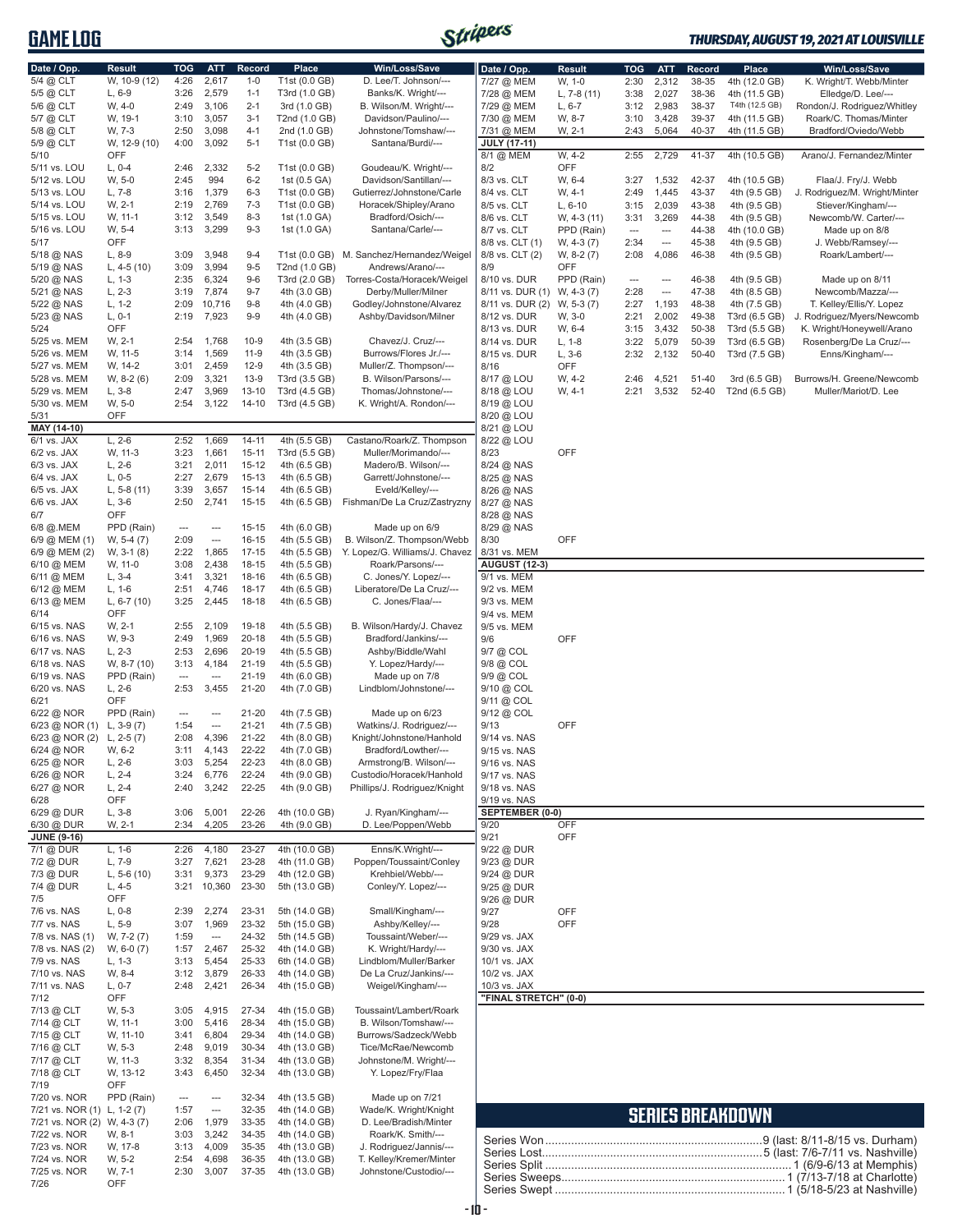## GAME LOG

**THURSDAY, AUGUST 19, 2021 AT LOUISVILLE**

| Date / Opp. | Result | TOG | ATT | Record | Place | Win/Loss/Save |
|---|---|---|---|---|---|---|
| 5/4 @ CLT | W, 10-9 (12) | 4:26 | 2,617 | 1-0 | T1st (0.0 GB) | D. Lee/T. Johnson/--- |
| 5/5 @ CLT | L, 6-9 | 3:26 | 2,579 | 1-1 | T3rd (1.0 GB) | Banks/K. Wright/--- |
| 5/6 @ CLT | W, 4-0 | 2:49 | 3,106 | 2-1 | 3rd (1.0 GB) | B. Wilson/M. Wright/--- |
| 5/7 @ CLT | W, 19-1 | 3:10 | 3,057 | 3-1 | T2nd (1.0 GB) | Davidson/Paulino/--- |
| 5/8 @ CLT | W, 7-3 | 2:50 | 3,098 | 4-1 | 2nd (1.0 GB) | Johnstone/Tomshaw/--- |
| 5/9 @ CLT | W, 12-9 (10) | 4:00 | 3,092 | 5-1 | T1st (0.0 GB) | Santana/Burdi/--- |
| 5/10 | OFF | | | | | |
| 5/11 vs. LOU | L, 0-4 | 2:46 | 2,332 | 5-2 | T1st (0.0 GB) | Goudeau/K. Wright/--- |
| 5/12 vs. LOU | W, 5-0 | 2:45 | 994 | 6-2 | 1st (0.5 GA) | Davidson/Santillan/--- |
| 5/13 vs. LOU | L, 7-8 | 3:16 | 1,379 | 6-3 | T1st (0.0 GB) | Gutierrez/Johnstone/Carle |
| 5/14 vs. LOU | W, 2-1 | 2:19 | 2,769 | 7-3 | T1st (0.0 GB) | Horacek/Shipley/Arano |
| 5/15 vs. LOU | W, 11-1 | 3:12 | 3,549 | 8-3 | 1st (1.0 GA) | Bradford/Osich/--- |
| 5/16 vs. LOU | W, 5-4 | 3:13 | 3,299 | 9-3 | 1st (1.0 GA) | Santana/Carle/--- |
| 5/17 | OFF | | | | | |
| 5/18 @ NAS | L, 8-9 | 3:09 | 3,948 | 9-4 | T1st (0.0 GB) | M. Sanchez/Hernandez/Weigel |
| 5/19 @ NAS | L, 4-5 (10) | 3:09 | 3,994 | 9-5 | T2nd (1.0 GB) | Andrews/Arano/--- |
| 5/20 @ NAS | L, 1-3 | 2:35 | 6,324 | 9-6 | T3rd (2.0 GB) | Torres-Costa/Horacek/Weigel |
| 5/21 @ NAS | L, 2-3 | 3:19 | 7,874 | 9-7 | 4th (3.0 GB) | Derby/Muller/Milner |
| 5/22 @ NAS | L, 1-2 | 2:09 | 10,716 | 9-8 | 4th (4.0 GB) | Godley/Johnstone/Alvarez |
| 5/23 @ NAS | L, 0-1 | 2:19 | 7,923 | 9-9 | 4th (4.0 GB) | Ashby/Davidson/Milner |
| 5/24 | OFF | | | | | |
| 5/25 vs. MEM | W, 2-1 | 2:54 | 1,768 | 10-9 | 4th (3.5 GB) | Chavez/J. Cruz/--- |
| 5/26 vs. MEM | W, 11-5 | 3:14 | 1,569 | 11-9 | 4th (3.5 GB) | Burrows/Flores Jr./--- |
| 5/27 vs. MEM | W, 14-2 | 3:01 | 2,459 | 12-9 | 4th (3.5 GB) | Muller/Z. Thompson/--- |
| 5/28 vs. MEM | W, 8-2 (6) | 2:09 | 3,321 | 13-9 | T3rd (3.5 GB) | B. Wilson/Parsons/--- |
| 5/29 vs. MEM | L, 3-8 | 2:47 | 3,969 | 13-10 | T3rd (4.5 GB) | Thomas/Johnstone/--- |
| 5/30 vs. MEM | W, 5-0 | 2:54 | 3,122 | 14-10 | T3rd (4.5 GB) | K. Wright/A. Rondon/--- |
| 5/31 | OFF | | | | | |
| **MAY (14-10)** | | | | | | |
| 6/1 vs. JAX | L, 2-6 | 2:52 | 1,669 | 14-11 | 4th (5.5 GB) | Castano/Roark/Z. Thompson |
| 6/2 vs. JAX | W, 11-3 | 3:23 | 1,661 | 15-11 | T3rd (5.5 GB) | Muller/Morimando/--- |
| 6/3 vs. JAX | L, 2-6 | 3:21 | 2,011 | 15-12 | 4th (6.5 GB) | Madero/B. Wilson/--- |
| 6/4 vs. JAX | L, 0-5 | 2:27 | 2,679 | 15-13 | 4th (6.5 GB) | Garrett/Johnstone/--- |
| 6/5 vs. JAX | L, 5-8 (11) | 3:39 | 3,657 | 15-14 | 4th (6.5 GB) | Eveld/Kelley/--- |
| 6/6 vs. JAX | L, 3-6 | 2:50 | 2,741 | 15-15 | 4th (6.5 GB) | Fishman/De La Cruz/Zastryzny |
| 6/7 | OFF | | | | | |
| 6/8 @ MEM | PPD (Rain) | --- | --- | 15-15 | 4th (6.0 GB) | Made up on 6/9 |
| 6/9 @ MEM (1) | W, 5-4 (7) | 2:09 | --- | 16-15 | 4th (5.5 GB) | B. Wilson/Z. Thompson/Webb |
| 6/9 @ MEM (2) | W, 3-1 (8) | 2:22 | 1,865 | 17-15 | 4th (5.5 GB) | Y. Lopez/G. Williams/J. Chavez |
| 6/10 @ MEM | W, 11-0 | 3:08 | 2,438 | 18-15 | 4th (5.5 GB) | Roark/Parsons/--- |
| 6/11 @ MEM | L, 3-4 | 3:41 | 3,321 | 18-16 | 4th (6.5 GB) | C. Jones/Y. Lopez/--- |
| 6/12 @ MEM | L, 1-6 | 2:51 | 4,746 | 18-17 | 4th (6.5 GB) | Liberatore/De La Cruz/--- |
| 6/13 @ MEM | L, 6-7 (10) | 3:25 | 2,445 | 18-18 | 4th (6.5 GB) | C. Jones/Flaa/--- |
| 6/14 | OFF | | | | | |
| 6/15 vs. NAS | W, 2-1 | 2:55 | 2,109 | 19-18 | 4th (5.5 GB) | B. Wilson/Hardy/J. Chavez |
| 6/16 vs. NAS | W, 9-3 | 2:49 | 1,969 | 20-18 | 4th (5.5 GB) | Bradford/Jankins/--- |
| 6/17 vs. NAS | L, 2-3 | 2:53 | 2,696 | 20-19 | 4th (5.5 GB) | Ashby/Biddle/Wahl |
| 6/18 vs. NAS | W, 8-7 (10) | 3:13 | 4,184 | 21-19 | 4th (5.5 GB) | Y. Lopez/Hardy/--- |
| 6/19 vs. NAS | PPD (Rain) | --- | --- | 21-19 | 4th (6.0 GB) | Made up on 7/8 |
| 6/20 vs. NAS | L, 2-6 | 2:53 | 3,455 | 21-20 | 4th (7.0 GB) | Lindblom/Johnstone/--- |
| 6/21 | OFF | | | | | |
| 6/22 @ NOR | PPD (Rain) | --- | --- | 21-20 | 4th (7.5 GB) | Made up on 6/23 |
| 6/23 @ NOR (1) | L, 3-9 (7) | 1:54 | --- | 21-21 | 4th (7.5 GB) | Watkins/J. Rodriguez/--- |
| 6/23 @ NOR (2) | L, 2-5 (7) | 2:08 | 4,396 | 21-22 | 4th (8.0 GB) | Knight/Johnstone/Hanhold |
| 6/24 @ NOR | W, 6-2 | 3:11 | 4,143 | 22-22 | 4th (7.0 GB) | Bradford/Lowther/--- |
| 6/25 @ NOR | L, 2-6 | 3:03 | 5,254 | 22-23 | 4th (8.0 GB) | Armstrong/B. Wilson/--- |
| 6/26 @ NOR | L, 2-4 | 3:24 | 6,776 | 22-24 | 4th (9.0 GB) | Custodio/Horacek/Hanhold |
| 6/27 @ NOR | L, 2-4 | 2:40 | 3,242 | 22-25 | 4th (9.0 GB) | Phillips/J. Rodriguez/Knight |
| 6/28 | OFF | | | | | |
| 6/29 @ DUR | L, 3-8 | 3:06 | 5,001 | 22-26 | 4th (10.0 GB) | J. Ryan/Kingham/--- |
| 6/30 @ DUR | W, 2-1 | 2:34 | 4,205 | 23-26 | 4th (9.0 GB) | D. Lee/Poppen/Webb |
| **JUNE (9-16)** | | | | | | |
| 7/1 @ DUR | L, 1-6 | 2:26 | 4,180 | 23-27 | 4th (10.0 GB) | Enns/K.Wright/--- |
| 7/2 @ DUR | L, 7-9 | 3:27 | 7,621 | 23-28 | 4th (11.0 GB) | Poppen/Toussaint/Conley |
| 7/3 @ DUR | L, 5-6 (10) | 3:31 | 9,373 | 23-29 | 4th (12.0 GB) | Krehbiel/Webb/--- |
| 7/4 @ DUR | L, 4-5 | 3:21 | 10,360 | 23-30 | 5th (13.0 GB) | Conley/Y. Lopez/--- |
| 7/5 | OFF | | | | | |
| 7/6 vs. NAS | L, 0-8 | 2:39 | 2,274 | 23-31 | 5th (14.0 GB) | Small/Kingham/--- |
| 7/7 vs. NAS | L, 5-9 | 3:07 | 1,969 | 23-32 | 5th (15.0 GB) | Ashby/Kelley/--- |
| 7/8 vs. NAS (1) | W, 7-2 (7) | 1:59 | --- | 24-32 | 5th (14.5 GB) | Toussaint/Weber/--- |
| 7/8 vs. NAS (2) | W, 6-0 (7) | 1:57 | 2,467 | 25-32 | 4th (14.0 GB) | K. Wright/Hardy/--- |
| 7/9 vs. NAS | L, 1-3 | 3:13 | 5,454 | 25-33 | 6th (14.0 GB) | Lindblom/Muller/Barker |
| 7/10 vs. NAS | W, 8-4 | 3:12 | 3,879 | 26-33 | 4th (14.0 GB) | De La Cruz/Jankins/--- |
| 7/11 vs. NAS | L, 0-7 | 2:48 | 2,421 | 26-34 | 4th (15.0 GB) | Weigel/Kingham/--- |
| 7/12 | OFF | | | | | |
| 7/13 @ CLT | W, 5-3 | 3:05 | 4,915 | 27-34 | 4th (15.0 GB) | Toussaint/Lambert/Roark |
| 7/14 @ CLT | W, 11-1 | 3:00 | 5,416 | 28-34 | 4th (15.0 GB) | B. Wilson/Tomshaw/--- |
| 7/15 @ CLT | W, 11-10 | 3:41 | 6,804 | 29-34 | 4th (14.0 GB) | Burrows/Sadzeck/Webb |
| 7/16 @ CLT | W, 5-3 | 2:48 | 9,019 | 30-34 | 4th (13.0 GB) | Tice/McRae/Newcomb |
| 7/17 @ CLT | W, 11-3 | 3:32 | 8,354 | 31-34 | 4th (13.0 GB) | Johnstone/M. Wright/--- |
| 7/18 @ CLT | W, 13-12 | 3:43 | 6,450 | 32-34 | 4th (13.0 GB) | Y. Lopez/Fry/Flaa |
| 7/19 | OFF | | | | | |
| 7/20 vs. NOR | PPD (Rain) | --- | --- | 32-34 | 4th (13.5 GB) | Made up on 7/21 |
| 7/21 vs. NOR (1) | L, 1-2 (7) | 1:57 | --- | 32-35 | 4th (14.0 GB) | Wade/K. Wright/Knight |
| 7/21 vs. NOR (2) | W, 4-3 (7) | 2:06 | 1,979 | 33-35 | 4th (14.0 GB) | D. Lee/Bradish/Minter |
| 7/22 vs. NOR | W, 8-1 | 3:03 | 3,242 | 34-35 | 4th (14.0 GB) | Roark/K. Smith/--- |
| 7/23 vs. NOR | W, 17-8 | 3:13 | 4,009 | 35-35 | 4th (13.0 GB) | J. Rodriguez/Jannis/--- |
| 7/24 vs. NOR | W, 5-2 | 2:54 | 4,698 | 36-35 | 4th (13.0 GB) | T. Kelley/Kremer/Minter |
| 7/25 vs. NOR | W, 7-1 | 2:30 | 3,007 | 37-35 | 4th (13.0 GB) | Johnstone/Custodio/--- |
| 7/26 | OFF | | | | | |
| 7/27 @ MEM | W, 1-0 | 2:30 | 2,312 | 38-35 | 4th (12.0 GB) | K. Wright/T. Webb/Minter |
| 7/28 @ MEM | L, 7-8 (11) | 3:38 | 2,027 | 38-36 | 4th (11.5 GB) | Elledge/D. Lee/--- |
| 7/29 @ MEM | L, 6-7 | 3:12 | 2,983 | 38-37 | T4th (12.5 GB) | Rondon/J. Rodriguez/Whitley |
| 7/30 @ MEM | W, 8-7 | 3:10 | 3,428 | 39-37 | 4th (11.5 GB) | Roark/C. Thomas/Minter |
| 7/31 @ MEM | W, 2-1 | 2:43 | 5,064 | 40-37 | 4th (11.5 GB) | Bradford/Oviedo/Webb |
| **JULY (17-11)** | | | | | | |
| 8/1 @ MEM | W, 4-2 | 2:55 | 2,729 | 41-37 | 4th (10.5 GB) | Arano/J. Fernandez/Minter |
| 8/2 | OFF | | | | | |
| 8/3 vs. CLT | W, 6-4 | 3:27 | 1,532 | 42-37 | 4th (10.5 GB) | Flaa/J. Fry/J. Webb |
| 8/4 vs. CLT | W, 4-1 | 2:49 | 1,445 | 43-37 | 4th (9.5 GB) | J. Rodriguez/M. Wright/Minter |
| 8/5 vs. CLT | L, 6-10 | 3:15 | 2,039 | 43-38 | 4th (9.5 GB) | Stiever/Kingham/--- |
| 8/6 vs. CLT | W, 4-3 (11) | 3:31 | 3,269 | 44-38 | 4th (9.5 GB) | Newcomb/W. Carter/--- |
| 8/7 vs. CLT | PPD (Rain) | --- | --- | 44-38 | 4th (10.0 GB) | Made up on 8/8 |
| 8/8 vs. CLT (1) | W, 4-3 (7) | 2:34 | --- | 45-38 | 4th (9.5 GB) | J. Webb/Ramsey/--- |
| 8/8 vs. CLT (2) | W, 8-2 (7) | 2:08 | 4,086 | 46-38 | 4th (9.5 GB) | Roark/Lambert/--- |
| 8/9 | OFF | | | | | |
| 8/10 vs. DUR | PPD (Rain) | --- | --- | 46-38 | 4th (9.5 GB) | Made up on 8/11 |
| 8/11 vs. DUR (1) | W, 4-3 (7) | 2:28 | --- | 47-38 | 4th (8.5 GB) | Newcomb/Mazza/--- |
| 8/11 vs. DUR (2) | W, 5-3 (7) | 2:27 | 1,193 | 48-38 | 4th (7.5 GB) | T. Kelley/Ellis/Y. Lopez |
| 8/12 vs. DUR | W, 3-0 | 2:21 | 2,002 | 49-38 | T3rd (6.5 GB) | J. Rodriguez/Myers/Newcomb |
| 8/13 vs. DUR | W, 6-4 | 3:15 | 3,432 | 50-38 | T3rd (5.5 GB) | K. Wright/Honeywell/Arano |
| 8/14 vs. DUR | L, 1-8 | 3:22 | 5,079 | 50-39 | T3rd (6.5 GB) | Rosenberg/De La Cruz/--- |
| 8/15 vs. DUR | L, 3-6 | 2:32 | 2,132 | 50-40 | T3rd (7.5 GB) | Enns/Kingham/--- |
| 8/16 | OFF | | | | | |
| 8/17 @ LOU | W, 4-2 | 2:46 | 4,521 | 51-40 | 3rd (6.5 GB) | Burrows/H. Greene/Newcomb |
| 8/18 @ LOU | W, 4-1 | 2:21 | 3,532 | 52-40 | T2nd (6.5 GB) | Muller/Mariot/D. Lee |
| 8/19 @ LOU | | | | | | |
| 8/20 @ LOU | | | | | | |
| 8/21 @ LOU | | | | | | |
| 8/22 @ LOU | | | | | | |
| 8/23 | OFF | | | | | |
| 8/24 @ NAS | | | | | | |
| 8/25 @ NAS | | | | | | |
| 8/26 @ NAS | | | | | | |
| 8/27 @ NAS | | | | | | |
| 8/28 @ NAS | | | | | | |
| 8/29 @ NAS | | | | | | |
| 8/30 | OFF | | | | | |
| 8/31 vs. MEM | | | | | | |
| **AUGUST (12-3)** | | | | | | |
| 9/1 vs. MEM | | | | | | |
| 9/2 vs. MEM | | | | | | |
| 9/3 vs. MEM | | | | | | |
| 9/4 vs. MEM | | | | | | |
| 9/5 vs. MEM | | | | | | |
| 9/6 | OFF | | | | | |
| 9/7 @ COL | | | | | | |
| 9/8 @ COL | | | | | | |
| 9/9 @ COL | | | | | | |
| 9/10 @ COL | | | | | | |
| 9/11 @ COL | | | | | | |
| 9/12 @ COL | | | | | | |
| 9/13 | OFF | | | | | |
| 9/14 vs. NAS | | | | | | |
| 9/15 vs. NAS | | | | | | |
| 9/16 vs. NAS | | | | | | |
| 9/17 vs. NAS | | | | | | |
| 9/18 vs. NAS | | | | | | |
| 9/19 vs. NAS | | | | | | |
| **SEPTEMBER (0-0)** | | | | | | |
| 9/20 | OFF | | | | | |
| 9/21 | OFF | | | | | |
| 9/22 @ DUR | | | | | | |
| 9/23 @ DUR | | | | | | |
| 9/24 @ DUR | | | | | | |
| 9/25 @ DUR | | | | | | |
| 9/26 @ DUR | | | | | | |
| 9/27 | OFF | | | | | |
| 9/28 | OFF | | | | | |
| 9/29 vs. JAX | | | | | | |
| 9/30 vs. JAX | | | | | | |
| 10/1 vs. JAX | | | | | | |
| 10/2 vs. JAX | | | | | | |
| 10/3 vs. JAX | | | | | | |
| **"FINAL STRETCH" (0-0)** | | | | | | |

## SERIES BREAKDOWN

Series Won.....9 (last: 8/11-8/15 vs. Durham)
Series Lost.....5 (last: 7/6-7/11 vs. Nashville)
Series Split.....1 (6/9-6/13 at Memphis)
Series Sweeps.....1 (7/13-7/18 at Charlotte)
Series Swept.....1 (5/18-5/23 at Nashville)